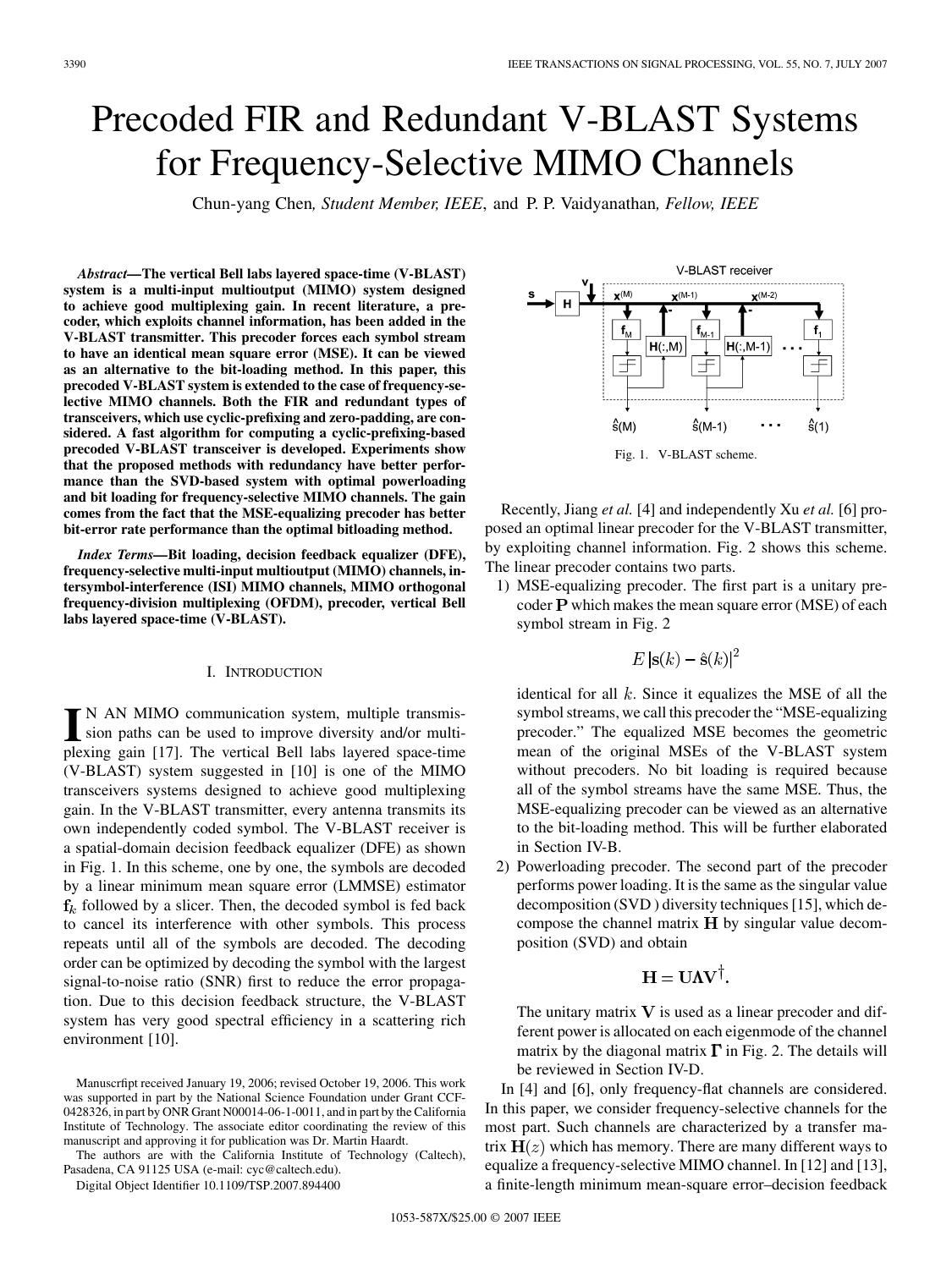#  Precoded FIR and Redundant V-BLAST Systems for Frequency-Selective MIMO Channels

Chun-yang Chen, *Student Member, IEEE*, and P. P. Vaidyanathan, *Fellow, IEEE*

***Abstract*—The vertical Bell labs layered space-time (V-BLAST) system is a multi-input multioutput (MIMO) system designed to achieve good multiplexing gain. In recent literature, a precoder, which exploits channel information, has been added in the V-BLAST transmitter. This precoder forces each symbol stream to have an identical mean square error (MSE). It can be viewed as an alternative to the bit-loading method. In this paper, this precoded V-BLAST system is extended to the case of frequency-selective MIMO channels. Both the FIR and redundant types of transceivers, which use cyclic-prefixing and zero-padding, are considered. A fast algorithm for computing a cyclic-prefixing-based precoded V-BLAST transceiver is developed. Experiments show that the proposed methods with redundancy have better performance than the SVD-based system with optimal powerloading and bit loading for frequency-selective MIMO channels. The gain comes from the fact that the MSE-equalizing precoder has better bit-error rate performance than the optimal bitloading method.**

***Index Terms*—Bit loading, decision feedback equalizer (DFE), frequency-selective multi-input multioutput (MIMO) channels, intersymbol-interference (ISI) MIMO channels, MIMO orthogonal frequency-division multiplexing (OFDM), precoder, vertical Bell labs layered space-time (V-BLAST).**

## I. Introduction

IN AN MIMO communication system, multiple transmission paths can be used to improve diversity and/or multiplexing gain [17]. The vertical Bell labs layered space-time (V-BLAST) system suggested in [10] is one of the MIMO transceivers systems designed to achieve good multiplexing gain. In the V-BLAST transmitter, every antenna transmits its own independently coded symbol. The V-BLAST receiver is a spatial-domain decision feedback equalizer (DFE) as shown in Fig. 1. In this scheme, one by one, the symbols are decoded by a linear minimum mean square error (LMMSE) estimator $\mathbf{f}_k$ followed by a slicer. Then, the decoded symbol is fed back to cancel its interference with other symbols. This process repeats until all of the symbols are decoded. The decoding order can be optimized by decoding the symbol with the largest signal-to-noise ratio (SNR) first to reduce the error propagation. Due to this decision feedback structure, the V-BLAST system has very good spectral efficiency in a scattering rich environment [10].

Manuscfipt received January 19, 2006; revised October 19, 2006. This work was supported in part by the National Science Foundation under Grant CCF-0428326, in part by ONR Grant N00014-06-1-0011, and in part by the California Institute of Technology. The associate editor coordinating the review of this manuscript and approving it for publication was Dr. Martin Haardt.

The authors are with the California Institute of Technology (Caltech), Pasadena, CA 91125 USA (e-mail: cyc@caltech.edu).

Digital Object Identifier 10.1109/TSP.2007.894400

Fig. 1. V-BLAST scheme.

Recently, Jiang *et al.* [4] and independently Xu *et al.* [6] proposed an optimal linear precoder for the V-BLAST transmitter, by exploiting channel information. Fig. 2 shows this scheme. The linear precoder contains two parts.

1) MSE-equalizing precoder. The first part is a unitary precoder $\mathbf{P}$ which makes the mean square error (MSE) of each symbol stream in Fig. 2

$$E\left|\mathbf{s}(k) - \hat{\mathbf{s}}(k)\right|^2$$

identical for all $k$. Since it equalizes the MSE of all the symbol streams, we call this precoder the "MSE-equalizing precoder." The equalized MSE becomes the geometric mean of the original MSEs of the V-BLAST system without precoders. No bit loading is required because all of the symbol streams have the same MSE. Thus, the MSE-equalizing precoder can be viewed as an alternative to the bit-loading method. This will be further elaborated in Section IV-B.

2) Powerloading precoder. The second part of the precoder performs power loading. It is the same as the singular value decomposition (SVD ) diversity techniques [15], which decompose the channel matrix $\mathbf{H}$ by singular value decomposition (SVD) and obtain

$$\mathbf{H} = \mathbf{U}\mathbf{\Lambda}\mathbf{V}^{\dagger}.$$

The unitary matrix $\mathbf{V}$ is used as a linear precoder and different power is allocated on each eigenmode of the channel matrix by the diagonal matrix $\mathbf{\Gamma}$ in Fig. 2. The details will be reviewed in Section IV-D.

In [4] and [6], only frequency-flat channels are considered. In this paper, we consider frequency-selective channels for the most part. Such channels are characterized by a transfer matrix $\mathbf{H}(z)$ which has memory. There are many different ways to equalize a frequency-selective MIMO channel. In [12] and [13], a finite-length minimum mean-square error–decision feedback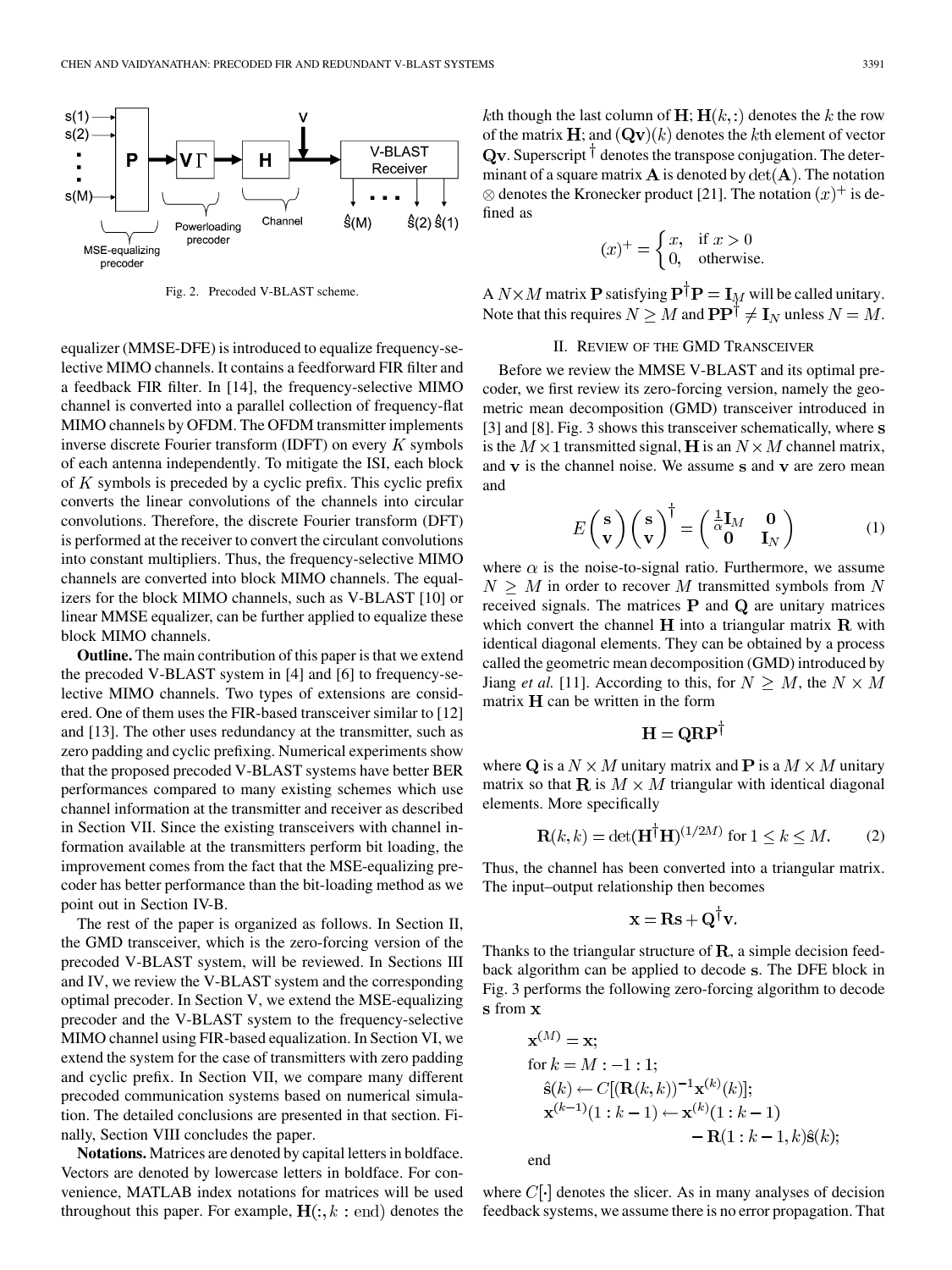s(1)
s(2)
s(M)
P
V Γ
H
v
V-BLAST Receiver
ŝ(M)
ŝ(2) ŝ(1)
MSE-equalizing precoder
Powerloading precoder
Channel

Fig. 2. Precoded V-BLAST scheme.

equalizer (MMSE-DFE) is introduced to equalize frequency-selective MIMO channels. It contains a feedforward FIR filter and a feedback FIR filter. In [14], the frequency-selective MIMO channel is converted into a parallel collection of frequency-flat MIMO channels by OFDM. The OFDM transmitter implements inverse discrete Fourier transform (IDFT) on every $K$ symbols of each antenna independently. To mitigate the ISI, each block of $K$ symbols is preceded by a cyclic prefix. This cyclic prefix converts the linear convolutions of the channels into circular convolutions. Therefore, the discrete Fourier transform (DFT) is performed at the receiver to convert the circulant convolutions into constant multipliers. Thus, the frequency-selective MIMO channels are converted into block MIMO channels. The equalizers for the block MIMO channels, such as V-BLAST [10] or linear MMSE equalizer, can be further applied to equalize these block MIMO channels.

**Outline.** The main contribution of this paper is that we extend the precoded V-BLAST system in [4] and [6] to frequency-selective MIMO channels. Two types of extensions are considered. One of them uses the FIR-based transceiver similar to [12] and [13]. The other uses redundancy at the transmitter, such as zero padding and cyclic prefixing. Numerical experiments show that the proposed precoded V-BLAST systems have better BER performances compared to many existing schemes which use channel information at the transmitter and receiver as described in Section VII. Since the existing transceivers with channel information available at the transmitters perform bit loading, the improvement comes from the fact that the MSE-equalizing precoder has better performance than the bit-loading method as we point out in Section IV-B.

The rest of the paper is organized as follows. In Section II, the GMD transceiver, which is the zero-forcing version of the precoded V-BLAST system, will be reviewed. In Sections III and IV, we review the V-BLAST system and the corresponding optimal precoder. In Section V, we extend the MSE-equalizing precoder and the V-BLAST system to the frequency-selective MIMO channel using FIR-based equalization. In Section VI, we extend the system for the case of transmitters with zero padding and cyclic prefix. In Section VII, we compare many different precoded communication systems based on numerical simulation. The detailed conclusions are presented in that section. Finally, Section VIII concludes the paper.

**Notations.** Matrices are denoted by capital letters in boldface. Vectors are denoted by lowercase letters in boldface. For convenience, MATLAB index notations for matrices will be used throughout this paper. For example, $\mathbf{H}(:, k:\mathrm{end})$ denotes the $k$th though the last column of $\mathbf{H}$; $\mathbf{H}(k,:)$ denotes the $k$ the row of the matrix $\mathbf{H}$; and $(\mathbf{Qv})(k)$ denotes the $k$th element of vector $\mathbf{Qv}$. Superscript $\dagger$ denotes the transpose conjugation. The determinant of a square matrix $\mathbf{A}$ is denoted by $\det(\mathbf{A})$. The notation $\otimes$ denotes the Kronecker product [21]. The notation $(x)^+$ is defined as

$$(x)^+ = \begin{cases} x, & \text{if } x > 0 \\ 0, & \text{otherwise.} \end{cases}$$

A $N \times M$ matrix $\mathbf{P}$ satisfying $\mathbf{P}^\dagger \mathbf{P} = \mathbf{I}_M$ will be called unitary. Note that this requires $N \geq M$ and $\mathbf{P}\mathbf{P}^\dagger \neq \mathbf{I}_N$ unless $N = M$.

## II. Review of the GMD Transceiver

Before we review the MMSE V-BLAST and its optimal precoder, we first review its zero-forcing version, namely the geometric mean decomposition (GMD) transceiver introduced in [3] and [8]. Fig. 3 shows this transceiver schematically, where $\mathbf{s}$ is the $M \times 1$ transmitted signal, $\mathbf{H}$ is an $N \times M$ channel matrix, and $\mathbf{v}$ is the channel noise. We assume $\mathbf{s}$ and $\mathbf{v}$ are zero mean and

$$E\begin{pmatrix} \mathbf{s} \\ \mathbf{v} \end{pmatrix}\begin{pmatrix} \mathbf{s} \\ \mathbf{v} \end{pmatrix}^\dagger = \begin{pmatrix} \frac{1}{\alpha}\mathbf{I}_M & \mathbf{0} \\ \mathbf{0} & \mathbf{I}_N \end{pmatrix} \tag{1}$$

where $\alpha$ is the noise-to-signal ratio. Furthermore, we assume $N \geq M$ in order to recover $M$ transmitted symbols from $N$ received signals. The matrices $\mathbf{P}$ and $\mathbf{Q}$ are unitary matrices which convert the channel $\mathbf{H}$ into a triangular matrix $\mathbf{R}$ with identical diagonal elements. They can be obtained by a process called the geometric mean decomposition (GMD) introduced by Jiang *et al.* [11]. According to this, for $N \geq M$, the $N \times M$ matrix $\mathbf{H}$ can be written in the form

$$\mathbf{H} = \mathbf{Q}\mathbf{R}\mathbf{P}^\dagger$$

where $\mathbf{Q}$ is a $N \times M$ unitary matrix and $\mathbf{P}$ is a $M \times M$ unitary matrix so that $\mathbf{R}$ is $M \times M$ triangular with identical diagonal elements. More specifically

$$\mathbf{R}(k,k) = \det(\mathbf{H}^\dagger \mathbf{H})^{(1/2M)} \text{ for } 1 \leq k \leq M. \tag{2}$$

Thus, the channel has been converted into a triangular matrix. The input–output relationship then becomes

$$\mathbf{x} = \mathbf{R}\mathbf{s} + \mathbf{Q}^\dagger \mathbf{v}.$$

Thanks to the triangular structure of $\mathbf{R}$, a simple decision feedback algorithm can be applied to decode $\mathbf{s}$. The DFE block in Fig. 3 performs the following zero-forcing algorithm to decode $\mathbf{s}$ from $\mathbf{x}$

$$\begin{aligned}
&\mathbf{x}^{(M)} = \mathbf{x}; \\
&\text{for } k = M : -1 : 1; \\
&\quad \hat{\mathbf{s}}(k) \leftarrow C[(\mathbf{R}(k,k))^{-1}\mathbf{x}^{(k)}(k)]; \\
&\quad \mathbf{x}^{(k-1)}(1:k-1) \leftarrow \mathbf{x}^{(k)}(1:k-1) \\
&\qquad\qquad\qquad\qquad - \mathbf{R}(1:k-1,k)\hat{\mathbf{s}}(k); \\
&\text{end}
\end{aligned}$$

where $C[\cdot]$ denotes the slicer. As in many analyses of decision feedback systems, we assume there is no error propagation. That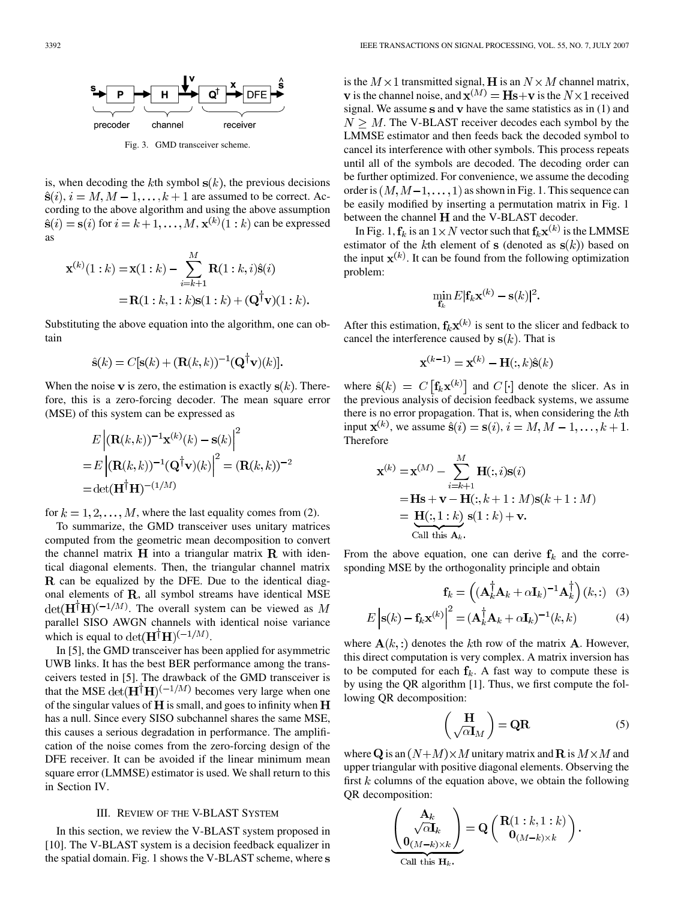Fig. 3. GMD transceiver scheme.

is, when decoding the $k$th symbol $\mathbf{s}(k)$, the previous decisions $\hat{\mathbf{s}}(i), i = M, M-1, \ldots, k+1$ are assumed to be correct. According to the above algorithm and using the above assumption $\hat{\mathbf{s}}(i) = \mathbf{s}(i)$ for $i = k+1, \ldots, M$, $\mathbf{x}^{(k)}(1:k)$ can be expressed as

$$
\begin{aligned}
\mathbf{x}^{(k)}(1:k) &= \mathbf{x}(1:k) - \sum_{i=k+1}^{M} \mathbf{R}(1:k, i)\hat{\mathbf{s}}(i) \\
&= \mathbf{R}(1:k, 1:k)\mathbf{s}(1:k) + (\mathbf{Q}^{\dagger}\mathbf{v})(1:k).
\end{aligned}
$$

Substituting the above equation into the algorithm, one can obtain

$$
\hat{\mathbf{s}}(k) = C[\mathbf{s}(k) + (\mathbf{R}(k,k))^{-1}(\mathbf{Q}^{\dagger}\mathbf{v})(k)].
$$

When the noise $\mathbf{v}$ is zero, the estimation is exactly $\mathbf{s}(k)$. Therefore, this is a zero-forcing decoder. The mean square error (MSE) of this system can be expressed as

$$
\begin{aligned}
&E\left|(\mathbf{R}(k,k))^{-1}\mathbf{x}^{(k)}(k) - \mathbf{s}(k)\right|^2 \\
&= E\left|(\mathbf{R}(k,k))^{-1}(\mathbf{Q}^{\dagger}\mathbf{v})(k)\right|^2 = (\mathbf{R}(k,k))^{-2} \\
&= \det(\mathbf{H}^{\dagger}\mathbf{H})^{-(1/M)}
\end{aligned}
$$

for $k = 1, 2, \ldots, M$, where the last equality comes from (2).

To summarize, the GMD transceiver uses unitary matrices computed from the geometric mean decomposition to convert the channel matrix $\mathbf{H}$ into a triangular matrix $\mathbf{R}$ with identical diagonal elements. Then, the triangular channel matrix $\mathbf{R}$ can be equalized by the DFE. Due to the identical diagonal elements of $\mathbf{R}$, all symbol streams have identical MSE $\det(\mathbf{H}^{\dagger}\mathbf{H})^{(-1/M)}$. The overall system can be viewed as $M$ parallel SISO AWGN channels with identical noise variance which is equal to $\det(\mathbf{H}^{\dagger}\mathbf{H})^{(-1/M)}$.

In [5], the GMD transceiver has been applied for asymmetric UWB links. It has the best BER performance among the transceivers tested in [5]. The drawback of the GMD transceiver is that the MSE $\det(\mathbf{H}^{\dagger}\mathbf{H})^{(-1/M)}$ becomes very large when one of the singular values of $\mathbf{H}$ is small, and goes to infinity when $\mathbf{H}$ has a null. Since every SISO subchannel shares the same MSE, this causes a serious degradation in performance. The amplification of the noise comes from the zero-forcing design of the DFE receiver. It can be avoided if the linear minimum mean square error (LMMSE) estimator is used. We shall return to this in Section IV.

## III. Review of the V-BLAST System

In this section, we review the V-BLAST system proposed in [10]. The V-BLAST system is a decision feedback equalizer in the spatial domain. Fig. 1 shows the V-BLAST scheme, where $\mathbf{s}$ is the $M \times 1$ transmitted signal, $\mathbf{H}$ is an $N \times M$ channel matrix, $\mathbf{v}$ is the channel noise, and $\mathbf{x}^{(M)} = \mathbf{H}\mathbf{s} + \mathbf{v}$ is the $N \times 1$ received signal. We assume $\mathbf{s}$ and $\mathbf{v}$ have the same statistics as in (1) and $N \geq M$. The V-BLAST receiver decodes each symbol by the LMMSE estimator and then feeds back the decoded symbol to cancel its interference with other symbols. This process repeats until all of the symbols are decoded. The decoding order can be further optimized. For convenience, we assume the decoding order is $(M, M-1, \ldots, 1)$ as shown in Fig. 1. This sequence can be easily modified by inserting a permutation matrix in Fig. 1 between the channel $\mathbf{H}$ and the V-BLAST decoder.

In Fig. 1, $\mathbf{f}_k$ is an $1 \times N$ vector such that $\mathbf{f}_k\mathbf{x}^{(k)}$ is the LMMSE estimator of the $k$th element of $\mathbf{s}$ (denoted as $\mathbf{s}(k)$) based on the input $\mathbf{x}^{(k)}$. It can be found from the following optimization problem:

$$
\min_{\mathbf{f}_k} E|\mathbf{f}_k\mathbf{x}^{(k)} - \mathbf{s}(k)|^2.
$$

After this estimation, $\mathbf{f}_k\mathbf{x}^{(k)}$ is sent to the slicer and fedback to cancel the interference caused by $\mathbf{s}(k)$. That is

$$
\mathbf{x}^{(k-1)} = \mathbf{x}^{(k)} - \mathbf{H}(:,k)\hat{\mathbf{s}}(k)
$$

where $\hat{\mathbf{s}}(k) = C\left[\mathbf{f}_k\mathbf{x}^{(k)}\right]$ and $C[\cdot]$ denote the slicer. As in the previous analysis of decision feedback systems, we assume there is no error propagation. That is, when considering the $k$th input $\mathbf{x}^{(k)}$, we assume $\hat{\mathbf{s}}(i) = \mathbf{s}(i)$, $i = M, M-1, \ldots, k+1$. Therefore

$$
\begin{aligned}
\mathbf{x}^{(k)} &= \mathbf{x}^{(M)} - \sum_{i=k+1}^{M} \mathbf{H}(:,i)\mathbf{s}(i) \\
&= \mathbf{H}\mathbf{s} + \mathbf{v} - \mathbf{H}(:, k+1:M)\mathbf{s}(k+1:M) \\
&= \underbrace{\mathbf{H}(:, 1:k)}_{\text{Call this } \mathbf{A}_k.} \mathbf{s}(1:k) + \mathbf{v}.
\end{aligned}
$$

From the above equation, one can derive $\mathbf{f}_k$ and the corresponding MSE by the orthogonality principle and obtain

$$
\mathbf{f}_k = \left((\mathbf{A}_k^{\dagger}\mathbf{A}_k + \alpha\mathbf{I}_k)^{-1}\mathbf{A}_k^{\dagger}\right)(k,:) \quad (3)
$$

$$
E\left|\mathbf{s}(k) - \mathbf{f}_k\mathbf{x}^{(k)}\right|^2 = (\mathbf{A}_k^{\dagger}\mathbf{A}_k + \alpha\mathbf{I}_k)^{-1}(k,k) \quad (4)
$$

where $\mathbf{A}(k,:)$ denotes the $k$th row of the matrix $\mathbf{A}$. However, this direct computation is very complex. A matrix inversion has to be computed for each $\mathbf{f}_k$. A fast way to compute these is by using the QR algorithm [1]. Thus, we first compute the following QR decomposition:

$$
\begin{pmatrix} \mathbf{H} \\ \sqrt{\alpha}\mathbf{I}_M \end{pmatrix} = \mathbf{Q}\mathbf{R} \quad (5)
$$

where $\mathbf{Q}$ is an $(N+M)\times M$ unitary matrix and $\mathbf{R}$ is $M \times M$ and upper triangular with positive diagonal elements. Observing the first $k$ columns of the equation above, we obtain the following QR decomposition:

$$
\underbrace{\begin{pmatrix} \mathbf{A}_k \\ \sqrt{\alpha}\mathbf{I}_k \\ \mathbf{0}_{(M-k)\times k} \end{pmatrix}}_{\text{Call this } \mathbf{H}_k.} = \mathbf{Q}\begin{pmatrix} \mathbf{R}(1:k, 1:k) \\ \mathbf{0}_{(M-k)\times k} \end{pmatrix}.
$$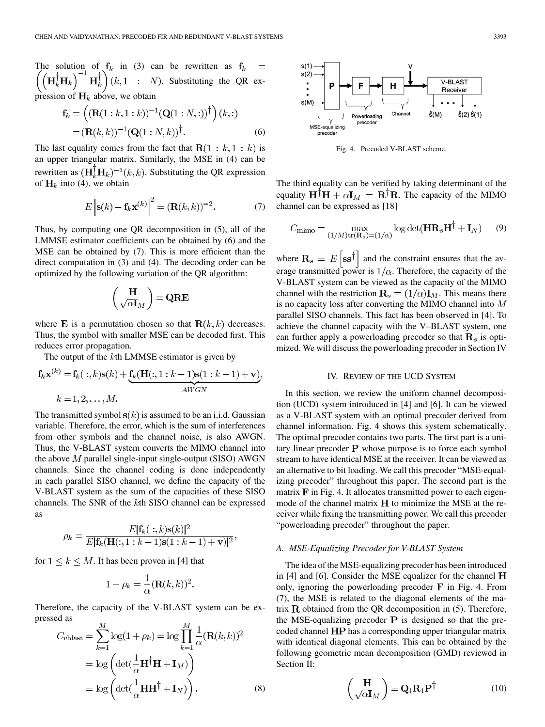The solution of $\mathbf{f}_k$ in (3) can be rewritten as $\mathbf{f}_k = \left(\left(\mathbf{H}_k^\dagger \mathbf{H}_k\right)^{-1} \mathbf{H}_k^\dagger\right)(k, 1 : N)$. Substituting the QR expression of $\mathbf{H}_k$ above, we obtain

$$
\begin{aligned}
\mathbf{f}_k &= \left((\mathbf{R}(1:k, 1:k))^{-1} (\mathbf{Q}(1:N, :))^\dagger\right)(k, :) \\
&= (\mathbf{R}(k,k))^{-1} (\mathbf{Q}(1:N, k))^\dagger. \qquad (6)
\end{aligned}
$$

The last equality comes from the fact that $\mathbf{R}(1:k, 1:k)$ is an upper triangular matrix. Similarly, the MSE in (4) can be rewritten as $(\mathbf{H}_k^\dagger \mathbf{H}_k)^{-1}(k,k)$. Substituting the QR expression of $\mathbf{H}_k$ into (4), we obtain

$$
E\left|\mathbf{s}(k) - \mathbf{f}_k \mathbf{x}^{(k)}\right|^2 = (\mathbf{R}(k,k))^{-2}. \qquad (7)
$$

Thus, by computing one QR decomposition in (5), all of the LMMSE estimator coefficients can be obtained by (6) and the MSE can be obtained by (7). This is more efficient than the direct computation in (3) and (4). The decoding order can be optimized by the following variation of the QR algorithm:

$$
\begin{pmatrix} \mathbf{H} \\ \sqrt{\alpha}\mathbf{I}_M \end{pmatrix} = \mathbf{QRE}
$$

where $\mathbf{E}$ is a permutation chosen so that $\mathbf{R}(k,k)$ decreases. Thus, the symbol with smaller MSE can be decoded first. This reduces error propagation.

The output of the $k$th LMMSE estimator is given by

$$
\mathbf{f}_k \mathbf{x}^{(k)} = \mathbf{f}_k(:, k)\mathbf{s}(k) + \underbrace{\mathbf{f}_k(\mathbf{H}(:, 1:k-1)\mathbf{s}(1:k-1) + \mathbf{v})}_{AWGN},
$$
$$
k = 1, 2, \ldots, M.
$$

The transmitted symbol $\mathbf{s}(k)$ is assumed to be an i.i.d. Gaussian variable. Therefore, the error, which is the sum of interferences from other symbols and the channel noise, is also AWGN. Thus, the V-BLAST system converts the MIMO channel into the above $M$ parallel single-input single-output (SISO) AWGN channels. Since the channel coding is done independently in each parallel SISO channel, we define the capacity of the V-BLAST system as the sum of the capacities of these SISO channels. The SNR of the $k$th SISO channel can be expressed as

$$
\rho_k = \frac{E|\mathbf{f}_k(:, k)\mathbf{s}(k)|^2}{E|\mathbf{f}_k(\mathbf{H}(:, 1:k-1)\mathbf{s}(1:k-1) + \mathbf{v})|^2},
$$

for $1 \leq k \leq M$. It has been proven in [4] that

$$
1 + \rho_k = \frac{1}{\alpha}(\mathbf{R}(k,k))^2.
$$

Therefore, the capacity of the V-BLAST system can be expressed as

$$
\begin{aligned}
C_{\text{vblast}} &= \sum_{k=1}^{M} \log(1 + \rho_k) = \log \prod_{k=1}^{M} \frac{1}{\alpha}(\mathbf{R}(k,k))^2 \\
&= \log\left(\det(\frac{1}{\alpha}\mathbf{H}^\dagger \mathbf{H} + \mathbf{I}_M)\right) \\
&= \log\left(\det(\frac{1}{\alpha}\mathbf{H}\mathbf{H}^\dagger + \mathbf{I}_N)\right). \qquad (8)
\end{aligned}
$$

Fig. 4. Precoded V-BLAST scheme.

The third equality can be verified by taking determinant of the equality $\mathbf{H}^\dagger \mathbf{H} + \alpha \mathbf{I}_M = \mathbf{R}^\dagger \mathbf{R}$. The capacity of the MIMO channel can be expressed as [18]

$$
C_{\text{mimo}} = \max_{(1/M)\text{tr}(\mathbf{R}_s) = (1/\alpha)} \log\det(\mathbf{H}\mathbf{R}_s\mathbf{H}^\dagger + \mathbf{I}_N) \qquad (9)
$$

where $\mathbf{R}_s = E\left[\mathbf{s}\mathbf{s}^\dagger\right]$ and the constraint ensures that the average transmitted power is $1/\alpha$. Therefore, the capacity of the V-BLAST system can be viewed as the capacity of the MIMO channel with the restriction $\mathbf{R}_s = (1/\alpha)\mathbf{I}_M$. This means there is no capacity loss after converting the MIMO channel into $M$ parallel SISO channels. This fact has been observed in [4]. To achieve the channel capacity with the V–BLAST system, one can further apply a powerloading precoder so that $\mathbf{R}_s$ is optimized. We will discuss the powerloading precoder in Section IV

## IV. Review of the UCD System

In this section, we review the uniform channel decomposition (UCD) system introduced in [4] and [6]. It can be viewed as a V-BLAST system with an optimal precoder derived from channel information. Fig. 4 shows this system schematically. The optimal precoder contains two parts. The first part is a unitary linear precoder $\mathbf{P}$ whose purpose is to force each symbol stream to have identical MSE at the receiver. It can be viewed as an alternative to bit loading. We call this precoder "MSE-equalizing precoder" throughout this paper. The second part is the matrix $\mathbf{F}$ in Fig. 4. It allocates transmitted power to each eigenmode of the channel matrix $\mathbf{H}$ to minimize the MSE at the receiver while fixing the transmitting power. We call this precoder "powerloading precoder" throughout the paper.

### A. MSE-Equalizing Precoder for V-BLAST System

The idea of the MSE-equalizing precoder has been introduced in [4] and [6]. Consider the MSE equalizer for the channel $\mathbf{H}$ only, ignoring the powerloading precoder $\mathbf{F}$ in Fig. 4. From (7), the MSE is related to the diagonal elements of the matrix $\mathbf{R}$ obtained from the QR decomposition in (5). Therefore, the MSE-equalizing precoder $\mathbf{P}$ is designed so that the precoded channel $\mathbf{HP}$ has a corresponding upper triangular matrix with identical diagonal elements. This can be obtained by the following geometric mean decomposition (GMD) reviewed in Section II:

$$
\begin{pmatrix} \mathbf{H} \\ \sqrt{\alpha}\mathbf{I}_M \end{pmatrix} = \mathbf{Q}_1 \mathbf{R}_1 \mathbf{P}^\dagger \qquad (10)
$$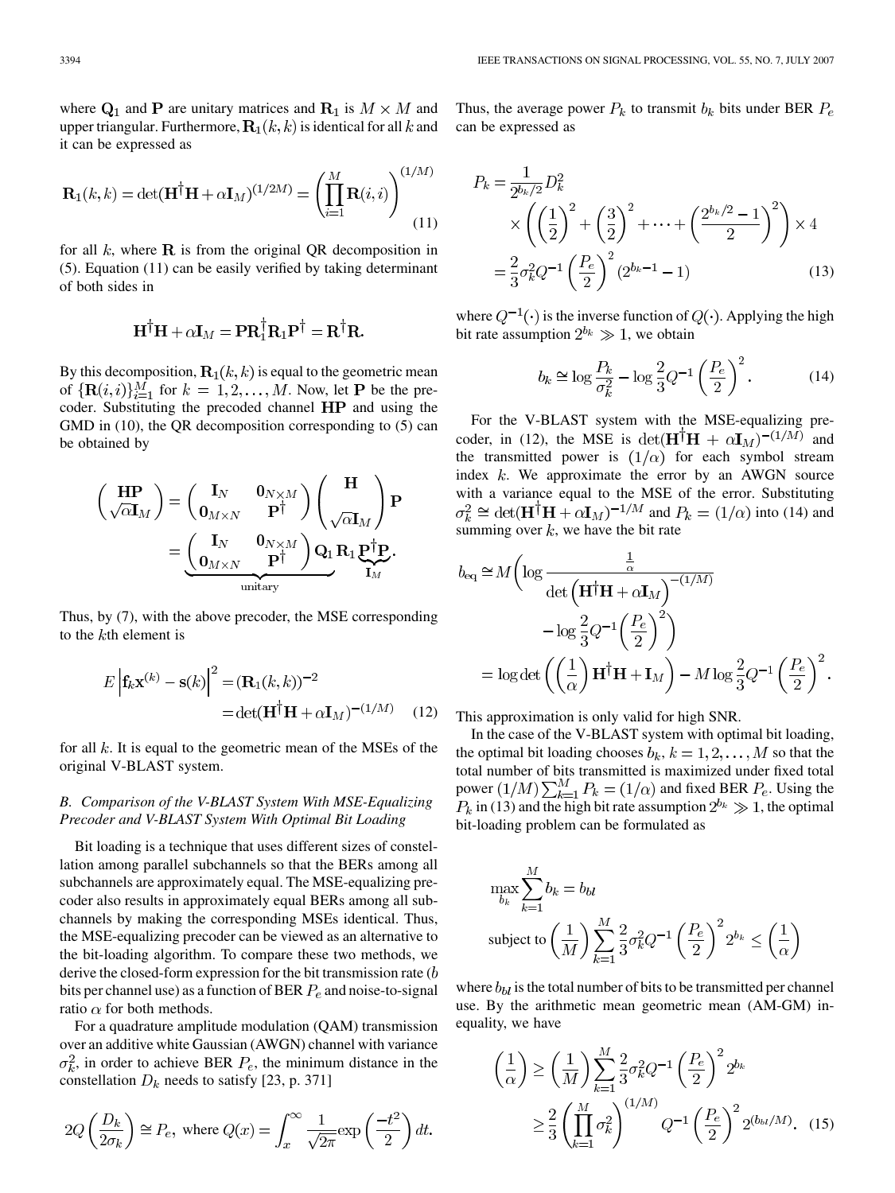where $\mathbf{Q}_1$ and $\mathbf{P}$ are unitary matrices and $\mathbf{R}_1$ is $M \times M$ and upper triangular. Furthermore, $\mathbf{R}_1(k,k)$ is identical for all $k$ and it can be expressed as

$$\mathbf{R}_1(k,k) = \det(\mathbf{H}^\dagger\mathbf{H} + \alpha\mathbf{I}_M)^{(1/2M)} = \left(\prod_{i=1}^{M}\mathbf{R}(i,i)\right)^{(1/M)} \tag{11}$$

for all $k$, where $\mathbf{R}$ is from the original QR decomposition in (5). Equation (11) can be easily verified by taking determinant of both sides in

$$\mathbf{H}^\dagger\mathbf{H} + \alpha\mathbf{I}_M = \mathbf{P}\mathbf{R}_1^\dagger\mathbf{R}_1\mathbf{P}^\dagger = \mathbf{R}^\dagger\mathbf{R}.$$

By this decomposition, $\mathbf{R}_1(k,k)$ is equal to the geometric mean of $\{\mathbf{R}(i,i)\}_{i=1}^{M}$ for $k = 1, 2, \ldots, M$. Now, let $\mathbf{P}$ be the precoder. Substituting the precoded channel $\mathbf{HP}$ and using the GMD in (10), the QR decomposition corresponding to (5) can be obtained by

$$\begin{pmatrix} \mathbf{HP} \\ \sqrt{\alpha}\mathbf{I}_M \end{pmatrix} = \begin{pmatrix} \mathbf{I}_N & \mathbf{0}_{N\times M} \\ \mathbf{0}_{M\times N} & \mathbf{P}^\dagger \end{pmatrix} \begin{pmatrix} \mathbf{H} \\ \sqrt{\alpha}\mathbf{I}_M \end{pmatrix} \mathbf{P}$$
$$= \underbrace{\begin{pmatrix} \mathbf{I}_N & \mathbf{0}_{N\times M} \\ \mathbf{0}_{M\times N} & \mathbf{P}^\dagger \end{pmatrix} \mathbf{Q}_1}_{\text{unitary}} \mathbf{R}_1 \underbrace{\mathbf{P}^\dagger\mathbf{P}}_{\mathbf{I}_M}.$$

Thus, by (7), with the above precoder, the MSE corresponding to the $k$th element is

$$E\left|\mathbf{f}_k\mathbf{x}^{(k)} - \mathbf{s}(k)\right|^2 = (\mathbf{R}_1(k,k))^{-2} = \det(\mathbf{H}^\dagger\mathbf{H} + \alpha\mathbf{I}_M)^{-(1/M)} \tag{12}$$

for all $k$. It is equal to the geometric mean of the MSEs of the original V-BLAST system.

### B. Comparison of the V-BLAST System With MSE-Equalizing Precoder and V-BLAST System With Optimal Bit Loading

Bit loading is a technique that uses different sizes of constellation among parallel subchannels so that the BERs among all subchannels are approximately equal. The MSE-equalizing precoder also results in approximately equal BERs among all subchannels by making the corresponding MSEs identical. Thus, the MSE-equalizing precoder can be viewed as an alternative to the bit-loading algorithm. To compare these two methods, we derive the closed-form expression for the bit transmission rate ($b$ bits per channel use) as a function of BER $P_e$ and noise-to-signal ratio $\alpha$ for both methods.

For a quadrature amplitude modulation (QAM) transmission over an additive white Gaussian (AWGN) channel with variance $\sigma_k^2$, in order to achieve BER $P_e$, the minimum distance in the constellation $D_k$ needs to satisfy [23, p. 371]

$$2Q\left(\frac{D_k}{2\sigma_k}\right) \cong P_e, \text{ where } Q(x) = \int_x^\infty \frac{1}{\sqrt{2\pi}}\exp\left(\frac{-t^2}{2}\right)dt.$$

Thus, the average power $P_k$ to transmit $b_k$ bits under BER $P_e$ can be expressed as

$$P_k = \frac{1}{2^{b_k/2}}D_k^2 \times \left(\left(\frac{1}{2}\right)^2 + \left(\frac{3}{2}\right)^2 + \cdots + \left(\frac{2^{b_k/2}-1}{2}\right)^2\right) \times 4$$
$$= \frac{2}{3}\sigma_k^2 Q^{-1}\left(\frac{P_e}{2}\right)^2 (2^{b_k-1} - 1) \tag{13}$$

where $Q^{-1}(\cdot)$ is the inverse function of $Q(\cdot)$. Applying the high bit rate assumption $2^{b_k} \gg 1$, we obtain

$$b_k \cong \log\frac{P_k}{\sigma_k^2} - \log\frac{2}{3}Q^{-1}\left(\frac{P_e}{2}\right)^2. \tag{14}$$

For the V-BLAST system with the MSE-equalizing precoder, in (12), the MSE is $\det(\mathbf{H}^\dagger\mathbf{H} + \alpha\mathbf{I}_M)^{-(1/M)}$ and the transmitted power is $(1/\alpha)$ for each symbol stream index $k$. We approximate the error by an AWGN source with a variance equal to the MSE of the error. Substituting $\sigma_k^2 \cong \det(\mathbf{H}^\dagger\mathbf{H} + \alpha\mathbf{I}_M)^{-1/M}$ and $P_k = (1/\alpha)$ into (14) and summing over $k$, we have the bit rate

$$b_{\text{eq}} \cong M\left(\log\frac{\frac{1}{\alpha}}{\det\left(\mathbf{H}^\dagger\mathbf{H} + \alpha\mathbf{I}_M\right)^{-(1/M)}} - \log\frac{2}{3}Q^{-1}\left(\frac{P_e}{2}\right)^2\right)$$
$$= \log\det\left(\left(\frac{1}{\alpha}\right)\mathbf{H}^\dagger\mathbf{H} + \mathbf{I}_M\right) - M\log\frac{2}{3}Q^{-1}\left(\frac{P_e}{2}\right)^2.$$

This approximation is only valid for high SNR.

In the case of the V-BLAST system with optimal bit loading, the optimal bit loading chooses $b_k$, $k = 1, 2, \ldots, M$ so that the total number of bits transmitted is maximized under fixed total power $(1/M)\sum_{k=1}^{M} P_k = (1/\alpha)$ and fixed BER $P_e$. Using the $P_k$ in (13) and the high bit rate assumption $2^{b_k} \gg 1$, the optimal bit-loading problem can be formulated as

$$\max_{b_k} \sum_{k=1}^{M} b_k = b_{bl}$$
$$\text{subject to } \left(\frac{1}{M}\right)\sum_{k=1}^{M}\frac{2}{3}\sigma_k^2 Q^{-1}\left(\frac{P_e}{2}\right)^2 2^{b_k} \le \left(\frac{1}{\alpha}\right)$$

where $b_{bl}$ is the total number of bits to be transmitted per channel use. By the arithmetic mean geometric mean (AM-GM) inequality, we have

$$\left(\frac{1}{\alpha}\right) \ge \left(\frac{1}{M}\right)\sum_{k=1}^{M}\frac{2}{3}\sigma_k^2 Q^{-1}\left(\frac{P_e}{2}\right)^2 2^{b_k}$$
$$\ge \frac{2}{3}\left(\prod_{k=1}^{M}\sigma_k^2\right)^{(1/M)} Q^{-1}\left(\frac{P_e}{2}\right)^2 2^{(b_{bl}/M)}. \tag{15}$$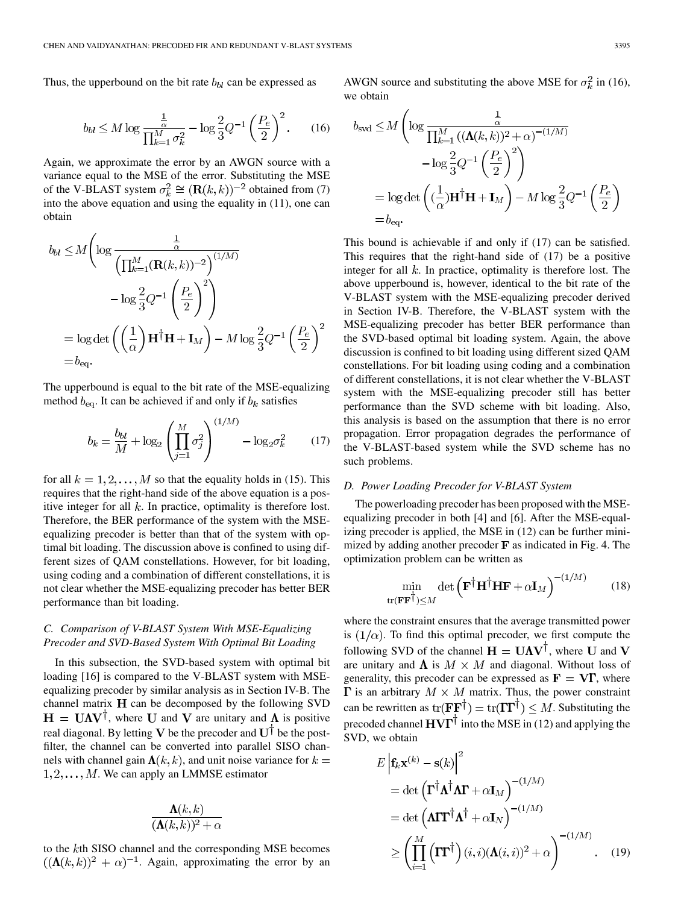Thus, the upperbound on the bit rate $b_{bl}$ can be expressed as

$$b_{bl} \leq M \log \frac{\frac{1}{\alpha}}{\prod_{k=1}^{M} \sigma_k^2} - \log \frac{2}{3} Q^{-1}\left(\frac{P_e}{2}\right)^2. \quad (16)$$

Again, we approximate the error by an AWGN source with a variance equal to the MSE of the error. Substituting the MSE of the V-BLAST system $\sigma_k^2 \cong (\mathbf{R}(k,k))^{-2}$ obtained from (7) into the above equation and using the equality in (11), one can obtain

$$\begin{aligned}
b_{bl} &\leq M\left(\log \frac{\frac{1}{\alpha}}{\left(\prod_{k=1}^{M}(\mathbf{R}(k,k))^{-2}\right)^{(1/M)}} - \log \frac{2}{3} Q^{-1}\left(\frac{P_e}{2}\right)^2\right) \\
&= \log\det\left(\left(\frac{1}{\alpha}\right)\mathbf{H}^{\dagger}\mathbf{H} + \mathbf{I}_M\right) - M \log \frac{2}{3} Q^{-1}\left(\frac{P_e}{2}\right)^2 \\
&= b_{\text{eq}}.
\end{aligned}$$

The upperbound is equal to the bit rate of the MSE-equalizing method $b_{\text{eq}}$. It can be achieved if and only if $b_k$ satisfies

$$b_k = \frac{b_{bl}}{M} + \log_2\left(\prod_{j=1}^{M} \sigma_j^2\right)^{(1/M)} - \log_2 \sigma_k^2 \quad (17)$$

for all $k = 1, 2, \ldots, M$ so that the equality holds in (15). This requires that the right-hand side of the above equation is a positive integer for all $k$. In practice, optimality is therefore lost. Therefore, the BER performance of the system with the MSE-equalizing precoder is better than that of the system with optimal bit loading. The discussion above is confined to using different sizes of QAM constellations. However, for bit loading, using coding and a combination of different constellations, it is not clear whether the MSE-equalizing precoder has better BER performance than bit loading.

### C. Comparison of V-BLAST System With MSE-Equalizing Precoder and SVD-Based System With Optimal Bit Loading

In this subsection, the SVD-based system with optimal bit loading [16] is compared to the V-BLAST system with MSE-equalizing precoder by similar analysis as in Section IV-B. The channel matrix $\mathbf{H}$ can be decomposed by the following SVD $\mathbf{H} = \mathbf{U}\boldsymbol{\Lambda}\mathbf{V}^{\dagger}$, where $\mathbf{U}$ and $\mathbf{V}$ are unitary and $\boldsymbol{\Lambda}$ is positive real diagonal. By letting $\mathbf{V}$ be the precoder and $\mathbf{U}^{\dagger}$ be the postfilter, the channel can be converted into parallel SISO channels with channel gain $\boldsymbol{\Lambda}(k,k)$, and unit noise variance for $k = 1, 2, \ldots, M$. We can apply an LMMSE estimator

$$\frac{\boldsymbol{\Lambda}(k,k)}{(\boldsymbol{\Lambda}(k,k))^2 + \alpha}$$

to the $k$th SISO channel and the corresponding MSE becomes $((\boldsymbol{\Lambda}(k,k))^2 + \alpha)^{-1}$. Again, approximating the error by an AWGN source and substituting the above MSE for $\sigma_k^2$ in (16), we obtain

$$\begin{aligned}
b_{\text{svd}} &\leq M\left(\log \frac{\frac{1}{\alpha}}{\prod_{k=1}^{M}((\boldsymbol{\Lambda}(k,k))^2 + \alpha)^{-(1/M)}} - \log \frac{2}{3} Q^{-1}\left(\frac{P_e}{2}\right)^2\right) \\
&= \log\det\left(\left(\frac{1}{\alpha}\right)\mathbf{H}^{\dagger}\mathbf{H} + \mathbf{I}_M\right) - M \log \frac{2}{3} Q^{-1}\left(\frac{P_e}{2}\right) \\
&= b_{\text{eq}}.
\end{aligned}$$

This bound is achievable if and only if (17) can be satisfied. This requires that the right-hand side of (17) be a positive integer for all $k$. In practice, optimality is therefore lost. The above upperbound is, however, identical to the bit rate of the V-BLAST system with the MSE-equalizing precoder derived in Section IV-B. Therefore, the V-BLAST system with the MSE-equalizing precoder has better BER performance than the SVD-based optimal bit loading system. Again, the above discussion is confined to bit loading using different sized QAM constellations. For bit loading using coding and a combination of different constellations, it is not clear whether the V-BLAST system with the MSE-equalizing precoder still has better performance than the SVD scheme with bit loading. Also, this analysis is based on the assumption that there is no error propagation. Error propagation degrades the performance of the V-BLAST-based system while the SVD scheme has no such problems.

### D. Power Loading Precoder for V-BLAST System

The powerloading precoder has been proposed with the MSE-equalizing precoder in both [4] and [6]. After the MSE-equalizing precoder is applied, the MSE in (12) can be further minimized by adding another precoder $\mathbf{F}$ as indicated in Fig. 4. The optimization problem can be written as

$$\min_{\text{tr}(\mathbf{F}\mathbf{F}^{\dagger}) \leq M} \det\left(\mathbf{F}^{\dagger}\mathbf{H}^{\dagger}\mathbf{H}\mathbf{F} + \alpha\mathbf{I}_M\right)^{-(1/M)} \quad (18)$$

where the constraint ensures that the average transmitted power is $(1/\alpha)$. To find this optimal precoder, we first compute the following SVD of the channel $\mathbf{H} = \mathbf{U}\boldsymbol{\Lambda}\mathbf{V}^{\dagger}$, where $\mathbf{U}$ and $\mathbf{V}$ are unitary and $\boldsymbol{\Lambda}$ is $M \times M$ and diagonal. Without loss of generality, this precoder can be expressed as $\mathbf{F} = \mathbf{V}\boldsymbol{\Gamma}$, where $\boldsymbol{\Gamma}$ is an arbitrary $M \times M$ matrix. Thus, the power constraint can be rewritten as $\text{tr}(\mathbf{F}\mathbf{F}^{\dagger}) = \text{tr}(\boldsymbol{\Gamma}\boldsymbol{\Gamma}^{\dagger}) \leq M$. Substituting the precoded channel $\mathbf{H}\mathbf{V}\boldsymbol{\Gamma}^{\dagger}$ into the MSE in (12) and applying the SVD, we obtain

$$\begin{aligned}
E&\left|\mathbf{f}_k\mathbf{x}^{(k)} - \mathbf{s}(k)\right|^2 \\
&= \det\left(\boldsymbol{\Gamma}^{\dagger}\boldsymbol{\Lambda}^{\dagger}\boldsymbol{\Lambda}\boldsymbol{\Gamma} + \alpha\mathbf{I}_M\right)^{-(1/M)} \\
&= \det\left(\boldsymbol{\Lambda}\boldsymbol{\Gamma}\boldsymbol{\Gamma}^{\dagger}\boldsymbol{\Lambda}^{\dagger} + \alpha\mathbf{I}_N\right)^{-(1/M)} \\
&\geq \left(\prod_{i=1}^{M}\left(\boldsymbol{\Gamma}\boldsymbol{\Gamma}^{\dagger}\right)(i,i)(\boldsymbol{\Lambda}(i,i))^2 + \alpha\right)^{-(1/M)}. \quad (19)
\end{aligned}$$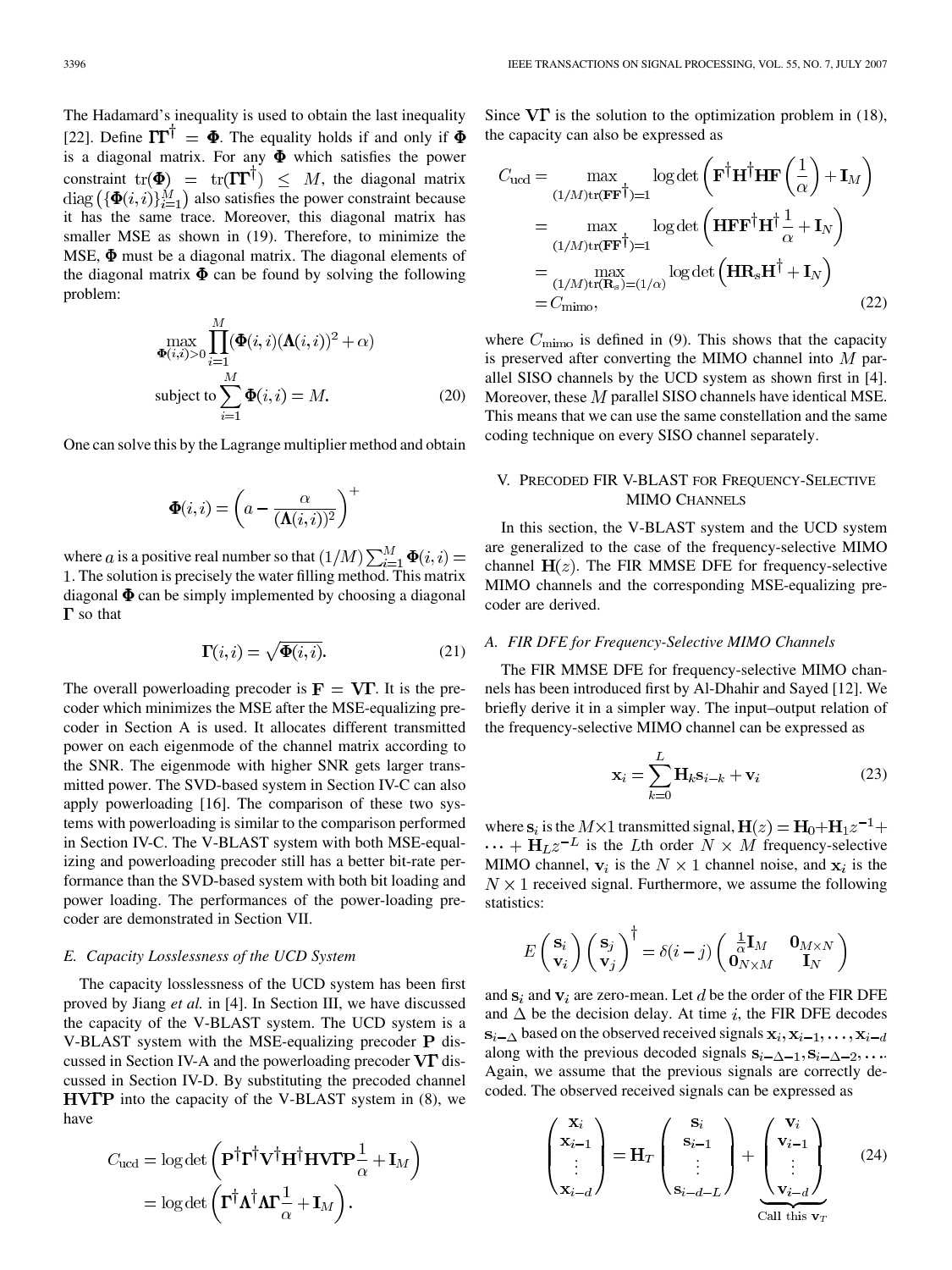The Hadamard's inequality is used to obtain the last inequality [22]. Define $\boldsymbol{\Gamma}\boldsymbol{\Gamma}^{\dagger} = \boldsymbol{\Phi}$. The equality holds if and only if $\boldsymbol{\Phi}$ is a diagonal matrix. For any $\boldsymbol{\Phi}$ which satisfies the power constraint $\mathrm{tr}(\boldsymbol{\Phi}) = \mathrm{tr}(\boldsymbol{\Gamma}\boldsymbol{\Gamma}^{\dagger}) \leq M$, the diagonal matrix $\mathrm{diag}\left(\{\boldsymbol{\Phi}(i,i)\}_{i=1}^{M}\right)$ also satisfies the power constraint because it has the same trace. Moreover, this diagonal matrix has smaller MSE as shown in (19). Therefore, to minimize the MSE, $\boldsymbol{\Phi}$ must be a diagonal matrix. The diagonal elements of the diagonal matrix $\boldsymbol{\Phi}$ can be found by solving the following problem:

$$\max_{\boldsymbol{\Phi}(i,i)>0} \prod_{i=1}^{M} (\boldsymbol{\Phi}(i,i)(\boldsymbol{\Lambda}(i,i))^2 + \alpha)$$

$$\text{subject to} \sum_{i=1}^{M} \boldsymbol{\Phi}(i,i) = M. \tag{20}$$

One can solve this by the Lagrange multiplier method and obtain

$$\boldsymbol{\Phi}(i,i) = \left(a - \frac{\alpha}{(\boldsymbol{\Lambda}(i,i))^2}\right)^{+}$$

where $a$ is a positive real number so that $(1/M)\sum_{i=1}^{M} \boldsymbol{\Phi}(i,i) = 1$. The solution is precisely the water filling method. This matrix diagonal $\boldsymbol{\Phi}$ can be simply implemented by choosing a diagonal $\boldsymbol{\Gamma}$ so that

$$\boldsymbol{\Gamma}(i,i) = \sqrt{\boldsymbol{\Phi}(i,i)}. \tag{21}$$

The overall powerloading precoder is $\mathbf{F} = \mathbf{V}\boldsymbol{\Gamma}$. It is the precoder which minimizes the MSE after the MSE-equalizing precoder in Section A is used. It allocates different transmitted power on each eigenmode of the channel matrix according to the SNR. The eigenmode with higher SNR gets larger transmitted power. The SVD-based system in Section IV-C can also apply powerloading [16]. The comparison of these two systems with powerloading is similar to the comparison performed in Section IV-C. The V-BLAST system with both MSE-equalizing and powerloading precoder still has a better bit-rate performance than the SVD-based system with both bit loading and power loading. The performances of the power-loading precoder are demonstrated in Section VII.

### *E. Capacity Losslessness of the UCD System*

The capacity losslessness of the UCD system has been first proved by Jiang *et al.* in [4]. In Section III, we have discussed the capacity of the V-BLAST system. The UCD system is a V-BLAST system with the MSE-equalizing precoder $\mathbf{P}$ discussed in Section IV-A and the powerloading precoder $\mathbf{V}\boldsymbol{\Gamma}$ discussed in Section IV-D. By substituting the precoded channel $\mathbf{H}\mathbf{V}\boldsymbol{\Gamma}\mathbf{P}$ into the capacity of the V-BLAST system in (8), we have

$$\begin{aligned}
C_{\mathrm{ucd}} &= \log\det\left(\mathbf{P}^{\dagger}\boldsymbol{\Gamma}^{\dagger}\mathbf{V}^{\dagger}\mathbf{H}^{\dagger}\mathbf{H}\mathbf{V}\boldsymbol{\Gamma}\mathbf{P}\frac{1}{\alpha} + \mathbf{I}_M\right) \\
&= \log\det\left(\boldsymbol{\Gamma}^{\dagger}\boldsymbol{\Lambda}^{\dagger}\boldsymbol{\Lambda}\boldsymbol{\Gamma}\frac{1}{\alpha} + \mathbf{I}_M\right).
\end{aligned}$$

Since $\mathbf{V}\boldsymbol{\Gamma}$ is the solution to the optimization problem in (18), the capacity can also be expressed as

$$\begin{aligned}
C_{\mathrm{ucd}} &= \max_{(1/M)\mathrm{tr}(\mathbf{F}\mathbf{F}^{\dagger})=1} \log\det\left(\mathbf{F}^{\dagger}\mathbf{H}^{\dagger}\mathbf{H}\mathbf{F}\left(\frac{1}{\alpha}\right) + \mathbf{I}_M\right) \\
&= \max_{(1/M)\mathrm{tr}(\mathbf{F}\mathbf{F}^{\dagger})=1} \log\det\left(\mathbf{H}\mathbf{F}\mathbf{F}^{\dagger}\mathbf{H}^{\dagger}\frac{1}{\alpha} + \mathbf{I}_N\right) \\
&= \max_{(1/M)\mathrm{tr}(\mathbf{R}_s)=(1/\alpha)} \log\det\left(\mathbf{H}\mathbf{R}_s\mathbf{H}^{\dagger} + \mathbf{I}_N\right) \\
&= C_{\mathrm{mimo}},
\end{aligned} \tag{22}$$

where $C_{\mathrm{mimo}}$ is defined in (9). This shows that the capacity is preserved after converting the MIMO channel into $M$ parallel SISO channels by the UCD system as shown first in [4]. Moreover, these $M$ parallel SISO channels have identical MSE. This means that we can use the same constellation and the same coding technique on every SISO channel separately.

## V. Precoded FIR V-BLAST for Frequency-Selective MIMO Channels

In this section, the V-BLAST system and the UCD system are generalized to the case of the frequency-selective MIMO channel $\mathbf{H}(z)$. The FIR MMSE DFE for frequency-selective MIMO channels and the corresponding MSE-equalizing precoder are derived.

### *A. FIR DFE for Frequency-Selective MIMO Channels*

The FIR MMSE DFE for frequency-selective MIMO channels has been introduced first by Al-Dhahir and Sayed [12]. We briefly derive it in a simpler way. The input–output relation of the frequency-selective MIMO channel can be expressed as

$$\mathbf{x}_i = \sum_{k=0}^{L} \mathbf{H}_k \mathbf{s}_{i-k} + \mathbf{v}_i \tag{23}$$

where $\mathbf{s}_i$ is the $M \times 1$ transmitted signal, $\mathbf{H}(z) = \mathbf{H}_0 + \mathbf{H}_1 z^{-1} + \cdots + \mathbf{H}_L z^{-L}$ is the $L$th order $N \times M$ frequency-selective MIMO channel, $\mathbf{v}_i$ is the $N \times 1$ channel noise, and $\mathbf{x}_i$ is the $N \times 1$ received signal. Furthermore, we assume the following statistics:

$$E\begin{pmatrix}\mathbf{s}_i \\ \mathbf{v}_i\end{pmatrix}\begin{pmatrix}\mathbf{s}_j \\ \mathbf{v}_j\end{pmatrix}^{\dagger} = \delta(i-j)\begin{pmatrix}\frac{1}{\alpha}\mathbf{I}_M & \mathbf{0}_{M\times N} \\ \mathbf{0}_{N\times M} & \mathbf{I}_N\end{pmatrix}$$

and $\mathbf{s}_i$ and $\mathbf{v}_i$ are zero-mean. Let $d$ be the order of the FIR DFE and $\Delta$ be the decision delay. At time $i$, the FIR DFE decodes $\mathbf{s}_{i-\Delta}$ based on the observed received signals $\mathbf{x}_i, \mathbf{x}_{i-1}, \ldots, \mathbf{x}_{i-d}$ along with the previous decoded signals $\mathbf{s}_{i-\Delta-1}, \mathbf{s}_{i-\Delta-2}, \ldots$. Again, we assume that the previous signals are correctly decoded. The observed received signals can be expressed as

$$\begin{pmatrix}\mathbf{x}_i \\ \mathbf{x}_{i-1} \\ \vdots \\ \mathbf{x}_{i-d}\end{pmatrix} = \mathbf{H}_T \begin{pmatrix}\mathbf{s}_i \\ \mathbf{s}_{i-1} \\ \vdots \\ \mathbf{s}_{i-d-L}\end{pmatrix} + \underbrace{\begin{pmatrix}\mathbf{v}_i \\ \mathbf{v}_{i-1} \\ \vdots \\ \mathbf{v}_{i-d}\end{pmatrix}}_{\text{Call this } \mathbf{v}_T} \tag{24}$$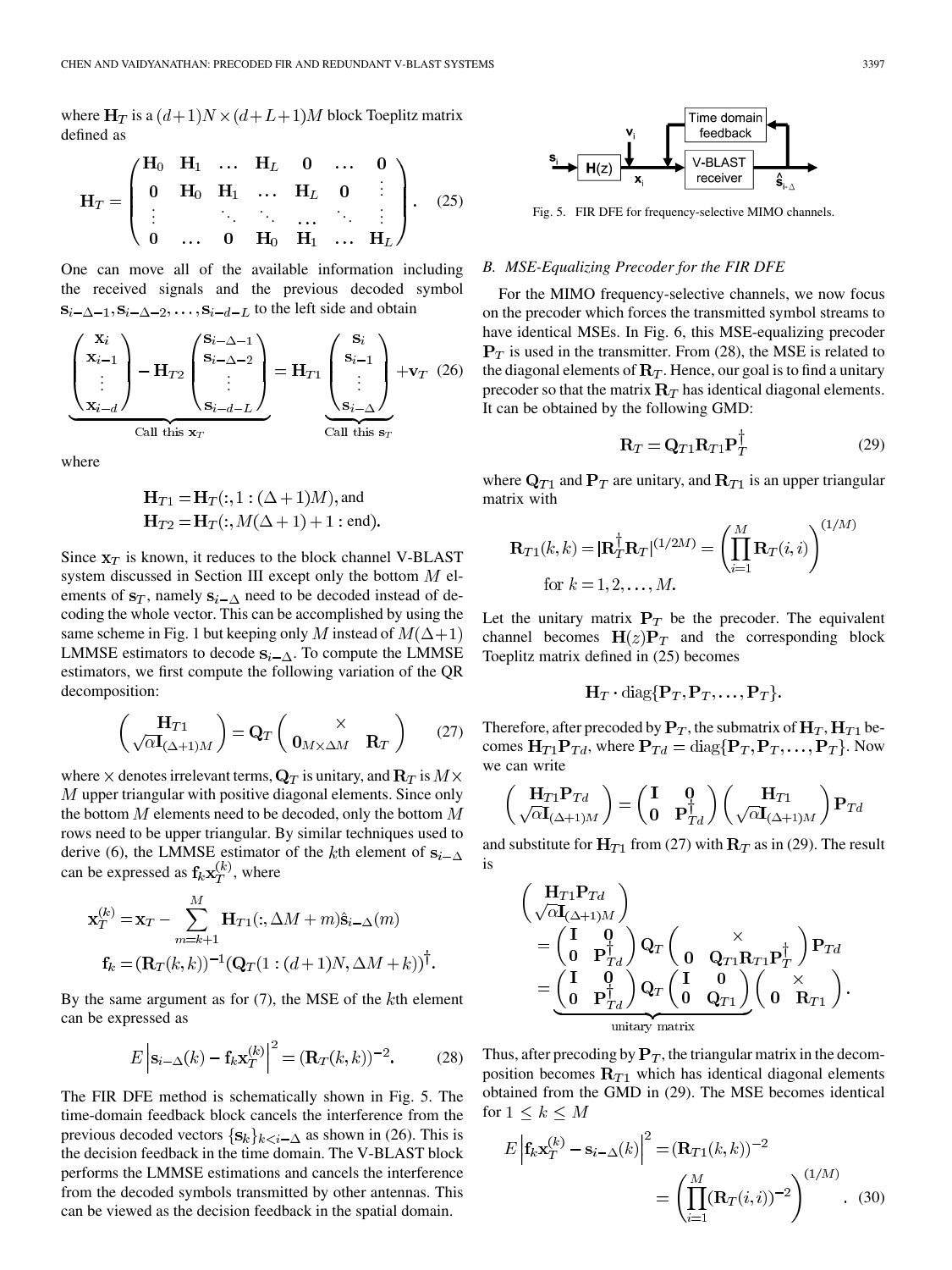where $\mathbf{H}_T$ is a $(d+1)N \times (d+L+1)M$ block Toeplitz matrix defined as

$$\mathbf{H}_T = \begin{pmatrix} \mathbf{H}_0 & \mathbf{H}_1 & \dots & \mathbf{H}_L & \mathbf{0} & \dots & \mathbf{0} \\ \mathbf{0} & \mathbf{H}_0 & \mathbf{H}_1 & \dots & \mathbf{H}_L & \mathbf{0} & \vdots \\ \vdots & & \ddots & \ddots & \dots & \ddots & \vdots \\ \mathbf{0} & \dots & \mathbf{0} & \mathbf{H}_0 & \mathbf{H}_1 & \dots & \mathbf{H}_L \end{pmatrix}. \tag{25}$$

One can move all of the available information including the received signals and the previous decoded symbol $\mathbf{s}_{i-\Delta-1}, \mathbf{s}_{i-\Delta-2}, \dots, \mathbf{s}_{i-d-L}$ to the left side and obtain

$$\underbrace{\begin{pmatrix} \mathbf{x}_i \\ \mathbf{x}_{i-1} \\ \vdots \\ \mathbf{x}_{i-d} \end{pmatrix} - \mathbf{H}_{T2} \begin{pmatrix} \mathbf{s}_{i-\Delta-1} \\ \mathbf{s}_{i-\Delta-2} \\ \vdots \\ \mathbf{s}_{i-d-L} \end{pmatrix}}_{\text{Call this } \mathbf{x}_T} = \mathbf{H}_{T1} \underbrace{\begin{pmatrix} \mathbf{s}_i \\ \mathbf{s}_{i-1} \\ \vdots \\ \mathbf{s}_{i-\Delta} \end{pmatrix}}_{\text{Call this } \mathbf{s}_T} + \mathbf{v}_T \tag{26}$$

where

$$\mathbf{H}_{T1} = \mathbf{H}_T(:, 1:(\Delta+1)M), \text{and}$$
$$\mathbf{H}_{T2} = \mathbf{H}_T(:, M(\Delta+1)+1:\text{end}).$$

Since $\mathbf{x}_T$ is known, it reduces to the block channel V-BLAST system discussed in Section III except only the bottom $M$ elements of $\mathbf{s}_T$, namely $\mathbf{s}_{i-\Delta}$ need to be decoded instead of decoding the whole vector. This can be accomplished by using the same scheme in Fig. 1 but keeping only $M$ instead of $M(\Delta+1)$ LMMSE estimators to decode $\mathbf{s}_{i-\Delta}$. To compute the LMMSE estimators, we first compute the following variation of the QR decomposition:

$$\begin{pmatrix} \mathbf{H}_{T1} \\ \sqrt{\alpha}\mathbf{I}_{(\Delta+1)M} \end{pmatrix} = \mathbf{Q}_T \begin{pmatrix} & \times \\ \mathbf{0}_{M\times\Delta M} & \mathbf{R}_T \end{pmatrix} \tag{27}$$

where $\times$ denotes irrelevant terms, $\mathbf{Q}_T$ is unitary, and $\mathbf{R}_T$ is $M \times M$ upper triangular with positive diagonal elements. Since only the bottom $M$ elements need to be decoded, only the bottom $M$ rows need to be upper triangular. By similar techniques used to derive (6), the LMMSE estimator of the $k$th element of $\mathbf{s}_{i-\Delta}$ can be expressed as $\mathbf{f}_k \mathbf{x}_T^{(k)}$, where

$$\mathbf{x}_T^{(k)} = \mathbf{x}_T - \sum_{m=k+1}^{M} \mathbf{H}_{T1}(:, \Delta M + m)\hat{\mathbf{s}}_{i-\Delta}(m)$$
$$\mathbf{f}_k = (\mathbf{R}_T(k,k))^{-1}(\mathbf{Q}_T(1:(d+1)N, \Delta M + k))^{\dagger}.$$

By the same argument as for (7), the MSE of the $k$th element can be expressed as

$$E\left|\mathbf{s}_{i-\Delta}(k) - \mathbf{f}_k \mathbf{x}_T^{(k)}\right|^2 = (\mathbf{R}_T(k,k))^{-2}. \tag{28}$$

The FIR DFE method is schematically shown in Fig. 5. The time-domain feedback block cancels the interference from the previous decoded vectors $\{\mathbf{s}_k\}_{k<i-\Delta}$ as shown in (26). This is the decision feedback in the time domain. The V-BLAST block performs the LMMSE estimations and cancels the interference from the decoded symbols transmitted by other antennas. This can be viewed as the decision feedback in the spatial domain.

Fig. 5. FIR DFE for frequency-selective MIMO channels.

### B. MSE-Equalizing Precoder for the FIR DFE

For the MIMO frequency-selective channels, we now focus on the precoder which forces the transmitted symbol streams to have identical MSEs. In Fig. 6, this MSE-equalizing precoder $\mathbf{P}_T$ is used in the transmitter. From (28), the MSE is related to the diagonal elements of $\mathbf{R}_T$. Hence, our goal is to find a unitary precoder so that the matrix $\mathbf{R}_T$ has identical diagonal elements. It can be obtained by the following GMD:

$$\mathbf{R}_T = \mathbf{Q}_{T1}\mathbf{R}_{T1}\mathbf{P}_T^{\dagger} \tag{29}$$

where $\mathbf{Q}_{T1}$ and $\mathbf{P}_T$ are unitary, and $\mathbf{R}_{T1}$ is an upper triangular matrix with

$$\mathbf{R}_{T1}(k,k) = |\mathbf{R}_T^{\dagger}\mathbf{R}_T|^{(1/2M)} = \left(\prod_{i=1}^{M}\mathbf{R}_T(i,i)\right)^{(1/M)}$$
$$\text{for } k = 1, 2, \dots, M.$$

Let the unitary matrix $\mathbf{P}_T$ be the precoder. The equivalent channel becomes $\mathbf{H}(z)\mathbf{P}_T$ and the corresponding block Toeplitz matrix defined in (25) becomes

$$\mathbf{H}_T \cdot \text{diag}\{\mathbf{P}_T, \mathbf{P}_T, \dots, \mathbf{P}_T\}.$$

Therefore, after precoded by $\mathbf{P}_T$, the submatrix of $\mathbf{H}_T$, $\mathbf{H}_{T1}$ becomes $\mathbf{H}_{T1}\mathbf{P}_{Td}$, where $\mathbf{P}_{Td} = \text{diag}\{\mathbf{P}_T, \mathbf{P}_T, \dots, \mathbf{P}_T\}$. Now we can write

$$\begin{pmatrix} \mathbf{H}_{T1}\mathbf{P}_{Td} \\ \sqrt{\alpha}\mathbf{I}_{(\Delta+1)M} \end{pmatrix} = \begin{pmatrix} \mathbf{I} & \mathbf{0} \\ \mathbf{0} & \mathbf{P}_{Td}^{\dagger} \end{pmatrix} \begin{pmatrix} \mathbf{H}_{T1} \\ \sqrt{\alpha}\mathbf{I}_{(\Delta+1)M} \end{pmatrix} \mathbf{P}_{Td}$$

and substitute for $\mathbf{H}_{T1}$ from (27) with $\mathbf{R}_T$ as in (29). The result is

$$\begin{aligned} &\begin{pmatrix} \mathbf{H}_{T1}\mathbf{P}_{Td} \\ \sqrt{\alpha}\mathbf{I}_{(\Delta+1)M} \end{pmatrix} \\ &= \begin{pmatrix} \mathbf{I} & \mathbf{0} \\ \mathbf{0} & \mathbf{P}_{Td}^{\dagger} \end{pmatrix} \mathbf{Q}_T \begin{pmatrix} & \times \\ \mathbf{0} & \mathbf{Q}_{T1}\mathbf{R}_{T1}\mathbf{P}_T^{\dagger} \end{pmatrix} \mathbf{P}_{Td} \\ &= \underbrace{\begin{pmatrix} \mathbf{I} & \mathbf{0} \\ \mathbf{0} & \mathbf{P}_{Td}^{\dagger} \end{pmatrix} \mathbf{Q}_T \begin{pmatrix} \mathbf{I} & \mathbf{0} \\ \mathbf{0} & \mathbf{Q}_{T1} \end{pmatrix}}_{\text{unitary matrix}} \begin{pmatrix} & \times \\ \mathbf{0} & \mathbf{R}_{T1} \end{pmatrix}. \end{aligned}$$

Thus, after precoding by $\mathbf{P}_T$, the triangular matrix in the decomposition becomes $\mathbf{R}_{T1}$ which has identical diagonal elements obtained from the GMD in (29). The MSE becomes identical for $1 \le k \le M$

$$E\left|\mathbf{f}_k \mathbf{x}_T^{(k)} - \mathbf{s}_{i-\Delta}(k)\right|^2 = (\mathbf{R}_{T1}(k,k))^{-2} = \left(\prod_{i=1}^{M}(\mathbf{R}_T(i,i))^{-2}\right)^{(1/M)}. \tag{30}$$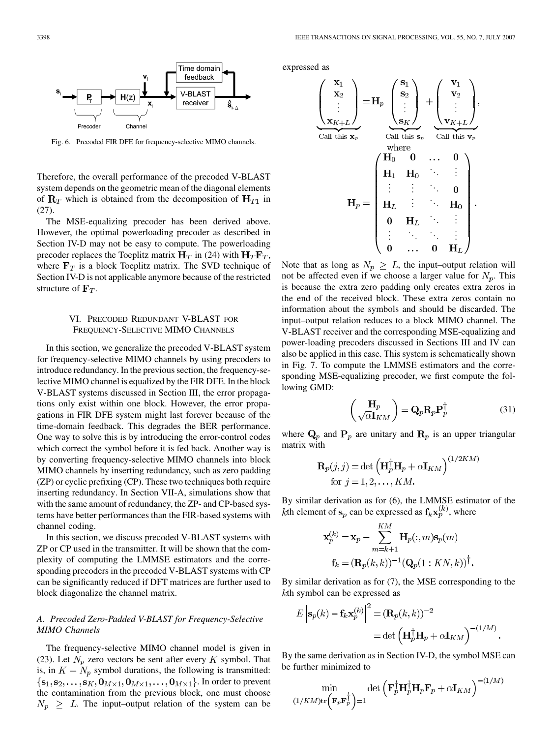Fig. 6. Precoded FIR DFE for frequency-selective MIMO channels.

Therefore, the overall performance of the precoded V-BLAST system depends on the geometric mean of the diagonal elements of $\mathbf{R}_T$ which is obtained from the decomposition of $\mathbf{H}_{T1}$ in (27).

The MSE-equalizing precoder has been derived above. However, the optimal powerloading precoder as described in Section IV-D may not be easy to compute. The powerloading precoder replaces the Toeplitz matrix $\mathbf{H}_T$ in (24) with $\mathbf{H}_T\mathbf{F}_T$, where $\mathbf{F}_T$ is a block Toeplitz matrix. The SVD technique of Section IV-D is not applicable anymore because of the restricted structure of $\mathbf{F}_T$.

## VI. Precoded Redundant V-BLAST for Frequency-Selective MIMO Channels

In this section, we generalize the precoded V-BLAST system for frequency-selective MIMO channels by using precoders to introduce redundancy. In the previous section, the frequency-selective MIMO channel is equalized by the FIR DFE. In the block V-BLAST systems discussed in Section III, the error propagations only exist within one block. However, the error propagations in FIR DFE system might last forever because of the time-domain feedback. This degrades the BER performance. One way to solve this is by introducing the error-control codes which correct the symbol before it is fed back. Another way is by converting frequency-selective MIMO channels into block MIMO channels by inserting redundancy, such as zero padding (ZP) or cyclic prefixing (CP). These two techniques both require inserting redundancy. In Section VII-A, simulations show that with the same amount of redundancy, the ZP- and CP-based systems have better performances than the FIR-based systems with channel coding.

In this section, we discuss precoded V-BLAST systems with ZP or CP used in the transmitter. It will be shown that the complexity of computing the LMMSE estimators and the corresponding precoders in the precoded V-BLAST systems with CP can be significantly reduced if DFT matrices are further used to block diagonalize the channel matrix.

### A. Precoded Zero-Padded V-BLAST for Frequency-Selective MIMO Channels

The frequency-selective MIMO channel model is given in (23). Let $N_p$ zero vectors be sent after every $K$ symbol. That is, in $K+N_p$ symbol durations, the following is transmitted: $\{\mathbf{s}_1, \mathbf{s}_2, \ldots, \mathbf{s}_K, \mathbf{0}_{M\times 1}, \mathbf{0}_{M\times 1}, \ldots, \mathbf{0}_{M\times 1}\}$. In order to prevent the contamination from the previous block, one must choose $N_p \geq L$. The input–output relation of the system can be expressed as

$$\underbrace{\begin{pmatrix} \mathbf{x}_1 \\ \mathbf{x}_2 \\ \vdots \\ \mathbf{x}_{K+L} \end{pmatrix}}_{\text{Call this } \mathbf{x}_p} = \mathbf{H}_p \underbrace{\begin{pmatrix} \mathbf{s}_1 \\ \mathbf{s}_2 \\ \vdots \\ \mathbf{s}_K \end{pmatrix}}_{\text{Call this } \mathbf{s}_p} + \underbrace{\begin{pmatrix} \mathbf{v}_1 \\ \mathbf{v}_2 \\ \vdots \\ \mathbf{v}_{K+L} \end{pmatrix}}_{\text{Call this } \mathbf{v}_p},$$

where

$$\mathbf{H}_p = \begin{pmatrix} \mathbf{H}_0 & \mathbf{0} & \ldots & \mathbf{0} \\ \mathbf{H}_1 & \mathbf{H}_0 & \ddots & \vdots \\ \vdots & \vdots & \ddots & \mathbf{0} \\ \mathbf{H}_L & \vdots & \ddots & \mathbf{H}_0 \\ \mathbf{0} & \mathbf{H}_L & \ddots & \vdots \\ \vdots & \ddots & \ddots & \vdots \\ \mathbf{0} & \ldots & \mathbf{0} & \mathbf{H}_L \end{pmatrix}.$$

Note that as long as $N_p \geq L$, the input–output relation will not be affected even if we choose a larger value for $N_p$. This is because the extra zero padding only creates extra zeros in the end of the received block. These extra zeros contain no information about the symbols and should be discarded. The input–output relation reduces to a block MIMO channel. The V-BLAST receiver and the corresponding MSE-equalizing and power-loading precoders discussed in Sections III and IV can also be applied in this case. This system is schematically shown in Fig. 7. To compute the LMMSE estimators and the corresponding MSE-equalizing precoder, we first compute the following GMD:

$$\begin{pmatrix} \mathbf{H}_p \\ \sqrt{\alpha}\mathbf{I}_{KM} \end{pmatrix} = \mathbf{Q}_p\mathbf{R}_p\mathbf{P}_p^{\dagger} \tag{31}$$

where $\mathbf{Q}_p$ and $\mathbf{P}_p$ are unitary and $\mathbf{R}_p$ is an upper triangular matrix with

$$\mathbf{R}_p(j,j) = \det\left(\mathbf{H}_p^{\dagger}\mathbf{H}_p + \alpha\mathbf{I}_{KM}\right)^{(1/2KM)} \quad \text{for } j = 1, 2, \ldots, KM.$$

By similar derivation as for (6), the LMMSE estimator of the $k$th element of $\mathbf{s}_p$ can be expressed as $\mathbf{f}_k\mathbf{x}_p^{(k)}$, where

$$\mathbf{x}_p^{(k)} = \mathbf{x}_p - \sum_{m=k+1}^{KM} \mathbf{H}_p(:,m)\mathbf{s}_p(m)$$

$$\mathbf{f}_k = (\mathbf{R}_p(k,k))^{-1}(\mathbf{Q}_p(1:KN,k))^{\dagger}.$$

By similar derivation as for (7), the MSE corresponding to the $k$th symbol can be expressed as

$$E\left|\mathbf{s}_p(k) - \mathbf{f}_k\mathbf{x}_p^{(k)}\right|^2 = (\mathbf{R}_p(k,k))^{-2} = \det\left(\mathbf{H}_p^{\dagger}\mathbf{H}_p + \alpha\mathbf{I}_{KM}\right)^{-(1/M)}.$$

By the same derivation as in Section IV-D, the symbol MSE can be further minimized to

$$\min_{(1/KM)\text{tr}\left(\mathbf{F}_p\mathbf{F}_p^{\dagger}\right)=1} \det\left(\mathbf{F}_p^{\dagger}\mathbf{H}_p^{\dagger}\mathbf{H}_p\mathbf{F}_p + \alpha\mathbf{I}_{KM}\right)^{-(1/M)}$$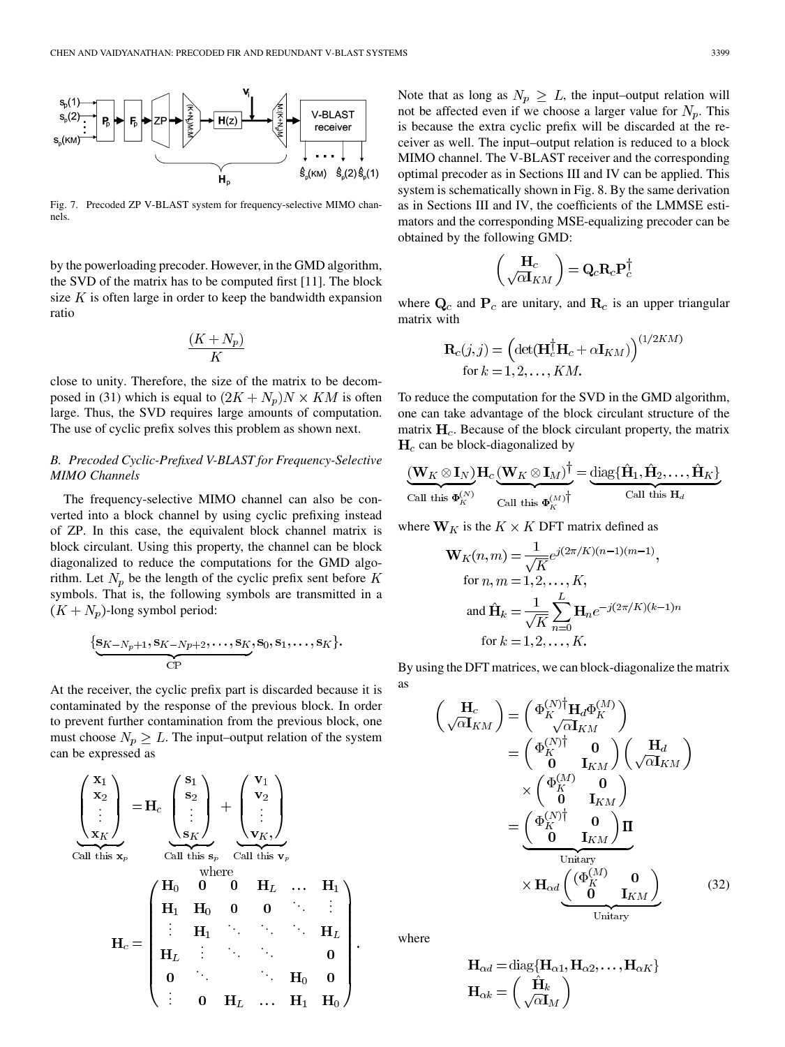Fig. 7. Precoded ZP V-BLAST system for frequency-selective MIMO channels.

by the powerloading precoder. However, in the GMD algorithm, the SVD of the matrix has to be computed first [11]. The block size $K$ is often large in order to keep the bandwidth expansion ratio

$$\frac{(K+N_p)}{K}$$

close to unity. Therefore, the size of the matrix to be decomposed in (31) which is equal to $(2K+N_p)N \times KM$ is often large. Thus, the SVD requires large amounts of computation. The use of cyclic prefix solves this problem as shown next.

### B. Precoded Cyclic-Prefixed V-BLAST for Frequency-Selective MIMO Channels

The frequency-selective MIMO channel can also be converted into a block channel by using cyclic prefixing instead of ZP. In this case, the equivalent block channel matrix is block circulant. Using this property, the channel can be block diagonalized to reduce the computations for the GMD algorithm. Let $N_p$ be the length of the cyclic prefix sent before $K$ symbols. That is, the following symbols are transmitted in a $(K+N_p)$-long symbol period:

$$\{\underbrace{\mathbf{s}_{K-N_p+1}, \mathbf{s}_{K-Np+2}, \ldots, \mathbf{s}_K}_{\text{CP}}, \mathbf{s}_0, \mathbf{s}_1, \ldots, \mathbf{s}_K\}.$$

At the receiver, the cyclic prefix part is discarded because it is contaminated by the response of the previous block. In order to prevent further contamination from the previous block, one must choose $N_p \geq L$. The input–output relation of the system can be expressed as

$$\underbrace{\begin{pmatrix} \mathbf{x}_1 \\ \mathbf{x}_2 \\ \vdots \\ \mathbf{x}_K \end{pmatrix}}_{\text{Call this } \mathbf{x}_p} = \mathbf{H}_c \underbrace{\begin{pmatrix} \mathbf{s}_1 \\ \mathbf{s}_2 \\ \vdots \\ \mathbf{s}_K \end{pmatrix}}_{\text{Call this } \mathbf{s}_p} + \underbrace{\begin{pmatrix} \mathbf{v}_1 \\ \mathbf{v}_2 \\ \vdots \\ \mathbf{v}_K, \end{pmatrix}}_{\text{Call this } \mathbf{v}_p}$$

where

$$\mathbf{H}_c = \begin{pmatrix} \mathbf{H}_0 & \mathbf{0} & \mathbf{0} & \mathbf{H}_L & \ldots & \mathbf{H}_1 \\ \mathbf{H}_1 & \mathbf{H}_0 & \mathbf{0} & \mathbf{0} & \ddots & \vdots \\ \vdots & \mathbf{H}_1 & \ddots & \ddots & \ddots & \mathbf{H}_L \\ \mathbf{H}_L & \vdots & \ddots & \ddots & & \mathbf{0} \\ \mathbf{0} & \ddots & & \ddots & \mathbf{H}_0 & \mathbf{0} \\ \vdots & \mathbf{0} & \mathbf{H}_L & \ldots & \mathbf{H}_1 & \mathbf{H}_0 \end{pmatrix}.$$

Note that as long as $N_p \geq L$, the input–output relation will not be affected even if we choose a larger value for $N_p$. This is because the extra cyclic prefix will be discarded at the receiver as well. The input–output relation is reduced to a block MIMO channel. The V-BLAST receiver and the corresponding optimal precoder as in Sections III and IV can be applied. This system is schematically shown in Fig. 8. By the same derivation as in Sections III and IV, the coefficients of the LMMSE estimators and the corresponding MSE-equalizing precoder can be obtained by the following GMD:

$$\begin{pmatrix} \mathbf{H}_c \\ \sqrt{\alpha}\mathbf{I}_{KM} \end{pmatrix} = \mathbf{Q}_c \mathbf{R}_c \mathbf{P}_c^\dagger$$

where $\mathbf{Q}_c$ and $\mathbf{P}_c$ are unitary, and $\mathbf{R}_c$ is an upper triangular matrix with

$$\mathbf{R}_c(j,j) = \left(\det(\mathbf{H}_c^\dagger \mathbf{H}_c + \alpha \mathbf{I}_{KM})\right)^{(1/2KM)} \quad \text{for } k = 1, 2, \ldots, KM.$$

To reduce the computation for the SVD in the GMD algorithm, one can take advantage of the block circulant structure of the matrix $\mathbf{H}_c$. Because of the block circulant property, the matrix $\mathbf{H}_c$ can be block-diagonalized by

$$\underbrace{(\mathbf{W}_K \otimes \mathbf{I}_N)}_{\text{Call this } \Phi_K^{(N)}} \mathbf{H}_c \underbrace{(\mathbf{W}_K \otimes \mathbf{I}_M)^\dagger}_{\text{Call this } \Phi_K^{(M)\dagger}} = \underbrace{\text{diag}\{\hat{\mathbf{H}}_1, \hat{\mathbf{H}}_2, \ldots, \hat{\mathbf{H}}_K\}}_{\text{Call this } \mathbf{H}_d}$$

where $\mathbf{W}_K$ is the $K \times K$ DFT matrix defined as

$$\mathbf{W}_K(n,m) = \frac{1}{\sqrt{K}} e^{j(2\pi/K)(n-1)(m-1)}, \quad \text{for } n, m = 1, 2, \ldots, K,$$
$$\text{and } \hat{\mathbf{H}}_k = \frac{1}{\sqrt{K}} \sum_{n=0}^{L} \mathbf{H}_n e^{-j(2\pi/K)(k-1)n} \quad \text{for } k = 1, 2, \ldots, K.$$

By using the DFT matrices, we can block-diagonalize the matrix as

$$\begin{aligned}
\begin{pmatrix} \mathbf{H}_c \\ \sqrt{\alpha}\mathbf{I}_{KM} \end{pmatrix} &= \begin{pmatrix} \Phi_K^{(N)\dagger} \mathbf{H}_d \Phi_K^{(M)} \\ \sqrt{\alpha}\mathbf{I}_{KM} \end{pmatrix} \\
&= \begin{pmatrix} \Phi_K^{(N)\dagger} & \mathbf{0} \\ \mathbf{0} & \mathbf{I}_{KM} \end{pmatrix} \begin{pmatrix} \mathbf{H}_d \\ \sqrt{\alpha}\mathbf{I}_{KM} \end{pmatrix} \times \begin{pmatrix} \Phi_K^{(M)} & \mathbf{0} \\ \mathbf{0} & \mathbf{I}_{KM} \end{pmatrix} \\
&= \underbrace{\begin{pmatrix} \Phi_K^{(N)\dagger} & \mathbf{0} \\ \mathbf{0} & \mathbf{I}_{KM} \end{pmatrix} \mathbf{\Pi}}_{\text{Unitary}} \times \mathbf{H}_{\alpha d} \underbrace{\begin{pmatrix} (\Phi_K^{(M)} & \mathbf{0} \\ \mathbf{0} & \mathbf{I}_{KM} \end{pmatrix}}_{\text{Unitary}}
\end{aligned} \tag{32}$$

where

$$\mathbf{H}_{\alpha d} = \text{diag}\{\mathbf{H}_{\alpha 1}, \mathbf{H}_{\alpha 2}, \ldots, \mathbf{H}_{\alpha K}\}$$
$$\mathbf{H}_{\alpha k} = \begin{pmatrix} \hat{\mathbf{H}}_k \\ \sqrt{\alpha}\mathbf{I}_M \end{pmatrix}$$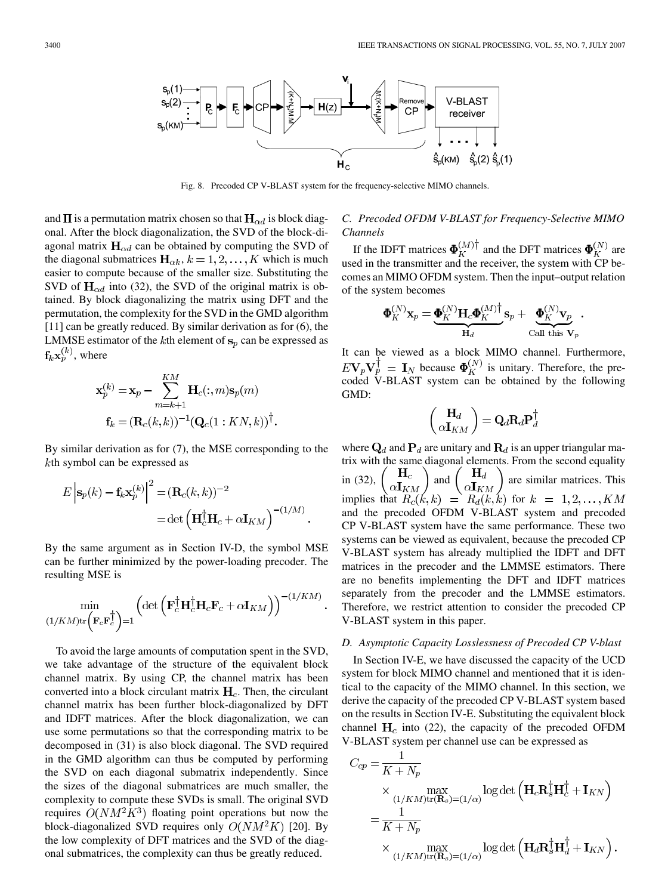Fig. 8. Precoded CP V-BLAST system for the frequency-selective MIMO channels.

and $\mathbf{\Pi}$ is a permutation matrix chosen so that $\mathbf{H}_{\alpha d}$ is block diagonal. After the block diagonalization, the SVD of the block-diagonal matrix $\mathbf{H}_{\alpha d}$ can be obtained by computing the SVD of the diagonal submatrices $\mathbf{H}_{\alpha k}, k = 1, 2, \ldots, K$ which is much easier to compute because of the smaller size. Substituting the SVD of $\mathbf{H}_{\alpha d}$ into (32), the SVD of the original matrix is obtained. By block diagonalizing the matrix using DFT and the permutation, the complexity for the SVD in the GMD algorithm [11] can be greatly reduced. By similar derivation as for (6), the LMMSE estimator of the $k$th element of $\mathbf{s}_p$ can be expressed as $\mathbf{f}_k \mathbf{x}_p^{(k)}$, where

$$\mathbf{x}_p^{(k)} = \mathbf{x}_p - \sum_{m=k+1}^{KM} \mathbf{H}_c(:, m)\mathbf{s}_p(m)$$
$$\mathbf{f}_k = (\mathbf{R}_c(k, k))^{-1}(\mathbf{Q}_c(1 : KN, k))^{\dagger}.$$

By similar derivation as for (7), the MSE corresponding to the $k$th symbol can be expressed as

$$E\left|\mathbf{s}_p(k) - \mathbf{f}_k \mathbf{x}_p^{(k)}\right|^2 = (\mathbf{R}_c(k, k))^{-2} = \det\left(\mathbf{H}_c^{\dagger}\mathbf{H}_c + \alpha \mathbf{I}_{KM}\right)^{-(1/M)}.$$

By the same argument as in Section IV-D, the symbol MSE can be further minimized by the power-loading precoder. The resulting MSE is

$$\min_{(1/KM)\mathrm{tr}\left(\mathbf{F}_c\mathbf{F}_c^{\dagger}\right)=1} \left(\det\left(\mathbf{F}_c^{\dagger}\mathbf{H}_c^{\dagger}\mathbf{H}_c\mathbf{F}_c + \alpha \mathbf{I}_{KM}\right)\right)^{-(1/KM)}.$$

To avoid the large amounts of computation spent in the SVD, we take advantage of the structure of the equivalent block channel matrix. By using CP, the channel matrix has been converted into a block circulant matrix $\mathbf{H}_c$. Then, the circulant channel matrix has been further block-diagonalized by DFT and IDFT matrices. After the block diagonalization, we can use some permutations so that the corresponding matrix to be decomposed in (31) is also block diagonal. The SVD required in the GMD algorithm can thus be computed by performing the SVD on each diagonal submatrix independently. Since the sizes of the diagonal submatrices are much smaller, the complexity to compute these SVDs is small. The original SVD requires $O(NM^2K^3)$ floating point operations but now the block-diagonalized SVD requires only $O(NM^2K)$ [20]. By the low complexity of DFT matrices and the SVD of the diagonal submatrices, the complexity can thus be greatly reduced.

### C. Precoded OFDM V-BLAST for Frequency-Selective MIMO Channels

If the IDFT matrices $\mathbf{\Phi}_K^{(M)\dagger}$ and the DFT matrices $\mathbf{\Phi}_K^{(N)}$ are used in the transmitter and the receiver, the system with CP becomes an MIMO OFDM system. Then the input–output relation of the system becomes

$$\mathbf{\Phi}_K^{(N)}\mathbf{x}_p = \underbrace{\mathbf{\Phi}_K^{(N)}\mathbf{H}_c\mathbf{\Phi}_K^{(M)\dagger}}_{\mathbf{H}_d}\mathbf{s}_p + \underbrace{\mathbf{\Phi}_K^{(N)}\mathbf{v}_p}_{\text{Call this } \mathbf{V}_p}.$$

It can be viewed as a block MIMO channel. Furthermore, $E\mathbf{V}_p\mathbf{V}_p^{\dagger} = \mathbf{I}_N$ because $\mathbf{\Phi}_K^{(N)}$ is unitary. Therefore, the precoded V-BLAST system can be obtained by the following GMD:

$$\begin{pmatrix} \mathbf{H}_d \\ \alpha \mathbf{I}_{KM} \end{pmatrix} = \mathbf{Q}_d\mathbf{R}_d\mathbf{P}_d^{\dagger}$$

where $\mathbf{Q}_d$ and $\mathbf{P}_d$ are unitary and $\mathbf{R}_d$ is an upper triangular matrix with the same diagonal elements. From the second equality in (32), $\begin{pmatrix} \mathbf{H}_c \\ \alpha \mathbf{I}_{KM} \end{pmatrix}$ and $\begin{pmatrix} \mathbf{H}_d \\ \alpha \mathbf{I}_{KM} \end{pmatrix}$ are similar matrices. This implies that $R_c(k, k) = R_d(k, k)$ for $k = 1, 2, \ldots, KM$ and the precoded OFDM V-BLAST system and precoded CP V-BLAST system have the same performance. These two systems can be viewed as equivalent, because the precoded CP V-BLAST system has already multiplied the IDFT and DFT matrices in the precoder and the LMMSE estimators. There are no benefits implementing the DFT and IDFT matrices separately from the precoder and the LMMSE estimators. Therefore, we restrict attention to consider the precoded CP V-BLAST system in this paper.

### D. Asymptotic Capacity Losslessness of Precoded CP V-blast

In Section IV-E, we have discussed the capacity of the UCD system for block MIMO channel and mentioned that it is identical to the capacity of the MIMO channel. In this section, we derive the capacity of the precoded CP V-BLAST system based on the results in Section IV-E. Substituting the equivalent block channel $\mathbf{H}_c$ into (22), the capacity of the precoded OFDM V-BLAST system per channel use can be expressed as

$$\begin{aligned} C_{cp} &= \frac{1}{K + N_p} \times \max_{(1/KM)\mathrm{tr}(\mathbf{R}_s)=(1/\alpha)} \log\det\left(\mathbf{H}_c\mathbf{R}_s^{\dagger}\mathbf{H}_c^{\dagger} + \mathbf{I}_{KN}\right) \\ &= \frac{1}{K + N_p} \times \max_{(1/KM)\mathrm{tr}(\mathbf{R}_s)=(1/\alpha)} \log\det\left(\mathbf{H}_d\mathbf{R}_s^{\dagger}\mathbf{H}_d^{\dagger} + \mathbf{I}_{KN}\right). \end{aligned}$$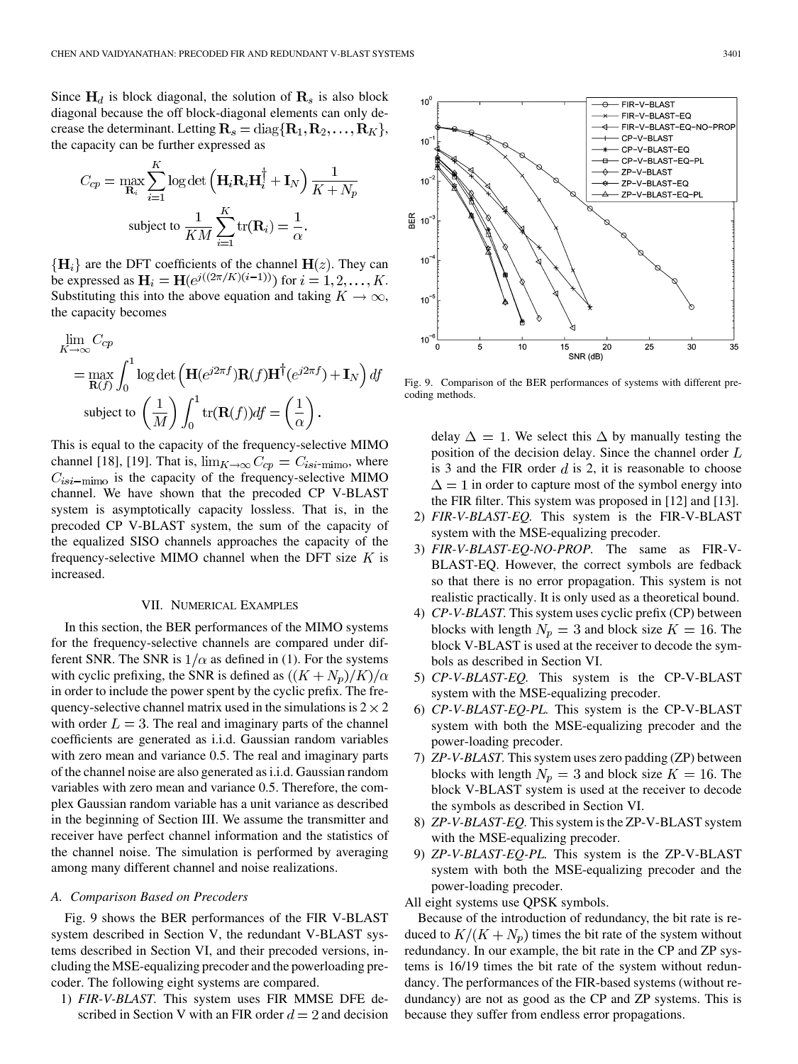Since $\mathbf{H}_d$ is block diagonal, the solution of $\mathbf{R}_s$ is also block diagonal because the off block-diagonal elements can only decrease the determinant. Letting $\mathbf{R}_s = \text{diag}\{\mathbf{R}_1, \mathbf{R}_2, \ldots, \mathbf{R}_K\}$, the capacity can be further expressed as

$$C_{cp} = \max_{\mathbf{R}_i} \sum_{i=1}^{K} \log\det\left(\mathbf{H}_i \mathbf{R}_i \mathbf{H}_i^{\dagger} + \mathbf{I}_N\right) \frac{1}{K+N_p}$$

$$\text{subject to } \frac{1}{KM}\sum_{i=1}^{K} \text{tr}(\mathbf{R}_i) = \frac{1}{\alpha}.$$

$\{\mathbf{H}_i\}$ are the DFT coefficients of the channel $\mathbf{H}(z)$. They can be expressed as $\mathbf{H}_i = \mathbf{H}(e^{j((2\pi/K)(i-1))})$ for $i = 1, 2, \ldots, K$. Substituting this into the above equation and taking $K \to \infty$, the capacity becomes

$$\lim_{K\to\infty} C_{cp} = \max_{\mathbf{R}(f)} \int_0^1 \log\det\left(\mathbf{H}(e^{j2\pi f})\mathbf{R}(f)\mathbf{H}^{\dagger}(e^{j2\pi f}) + \mathbf{I}_N\right) df$$

$$\text{subject to } \left(\frac{1}{M}\right)\int_0^1 \text{tr}(\mathbf{R}(f))df = \left(\frac{1}{\alpha}\right).$$

This is equal to the capacity of the frequency-selective MIMO channel [18], [19]. That is, $\lim_{K\to\infty} C_{cp} = C_{isi\text{-mimo}}$, where $C_{isi\text{-mimo}}$ is the capacity of the frequency-selective MIMO channel. We have shown that the precoded CP V-BLAST system is asymptotically capacity lossless. That is, in the precoded CP V-BLAST system, the sum of the capacity of the equalized SISO channels approaches the capacity of the frequency-selective MIMO channel when the DFT size $K$ is increased.

## VII. Numerical Examples

In this section, the BER performances of the MIMO systems for the frequency-selective channels are compared under different SNR. The SNR is $1/\alpha$ as defined in (1). For the systems with cyclic prefixing, the SNR is defined as $((K+N_p)/K)/\alpha$ in order to include the power spent by the cyclic prefix. The frequency-selective channel matrix used in the simulations is $2 \times 2$ with order $L = 3$. The real and imaginary parts of the channel coefficients are generated as i.i.d. Gaussian random variables with zero mean and variance 0.5. The real and imaginary parts of the channel noise are also generated as i.i.d. Gaussian random variables with zero mean and variance 0.5. Therefore, the complex Gaussian random variable has a unit variance as described in the beginning of Section III. We assume the transmitter and receiver have perfect channel information and the statistics of the channel noise. The simulation is performed by averaging among many different channel and noise realizations.

### A. Comparison Based on Precoders

Fig. 9 shows the BER performances of the FIR V-BLAST system described in Section V, the redundant V-BLAST systems described in Section VI, and their precoded versions, including the MSE-equalizing precoder and the powerloading precoder. The following eight systems are compared.

1) *FIR-V-BLAST.* This system uses FIR MMSE DFE described in Section V with an FIR order $d = 2$ and decision delay $\Delta = 1$. We select this $\Delta$ by manually testing the position of the decision delay. Since the channel order $L$ is 3 and the FIR order $d$ is 2, it is reasonable to choose $\Delta = 1$ in order to capture most of the symbol energy into the FIR filter. This system was proposed in [12] and [13].
2) *FIR-V-BLAST-EQ.* This system is the FIR-V-BLAST system with the MSE-equalizing precoder.
3) *FIR-V-BLAST-EQ-NO-PROP.* The same as FIR-V-BLAST-EQ. However, the correct symbols are fedback so that there is no error propagation. This system is not realistic practically. It is only used as a theoretical bound.
4) *CP-V-BLAST.* This system uses cyclic prefix (CP) between blocks with length $N_p = 3$ and block size $K = 16$. The block V-BLAST is used at the receiver to decode the symbols as described in Section VI.
5) *CP-V-BLAST-EQ.* This system is the CP-V-BLAST system with the MSE-equalizing precoder.
6) *CP-V-BLAST-EQ-PL.* This system is the CP-V-BLAST system with both the MSE-equalizing precoder and the power-loading precoder.
7) *ZP-V-BLAST.* This system uses zero padding (ZP) between blocks with length $N_p = 3$ and block size $K = 16$. The block V-BLAST system is used at the receiver to decode the symbols as described in Section VI.
8) *ZP-V-BLAST-EQ.* This system is the ZP-V-BLAST system with the MSE-equalizing precoder.
9) *ZP-V-BLAST-EQ-PL.* This system is the ZP-V-BLAST system with both the MSE-equalizing precoder and the power-loading precoder.

All eight systems use QPSK symbols.

Fig. 9. Comparison of the BER performances of systems with different precoding methods.

Because of the introduction of redundancy, the bit rate is reduced to $K/(K+N_p)$ times the bit rate of the system without redundancy. In our example, the bit rate in the CP and ZP systems is 16/19 times the bit rate of the system without redundancy. The performances of the FIR-based systems (without redundancy) are not as good as the CP and ZP systems. This is because they suffer from endless error propagations.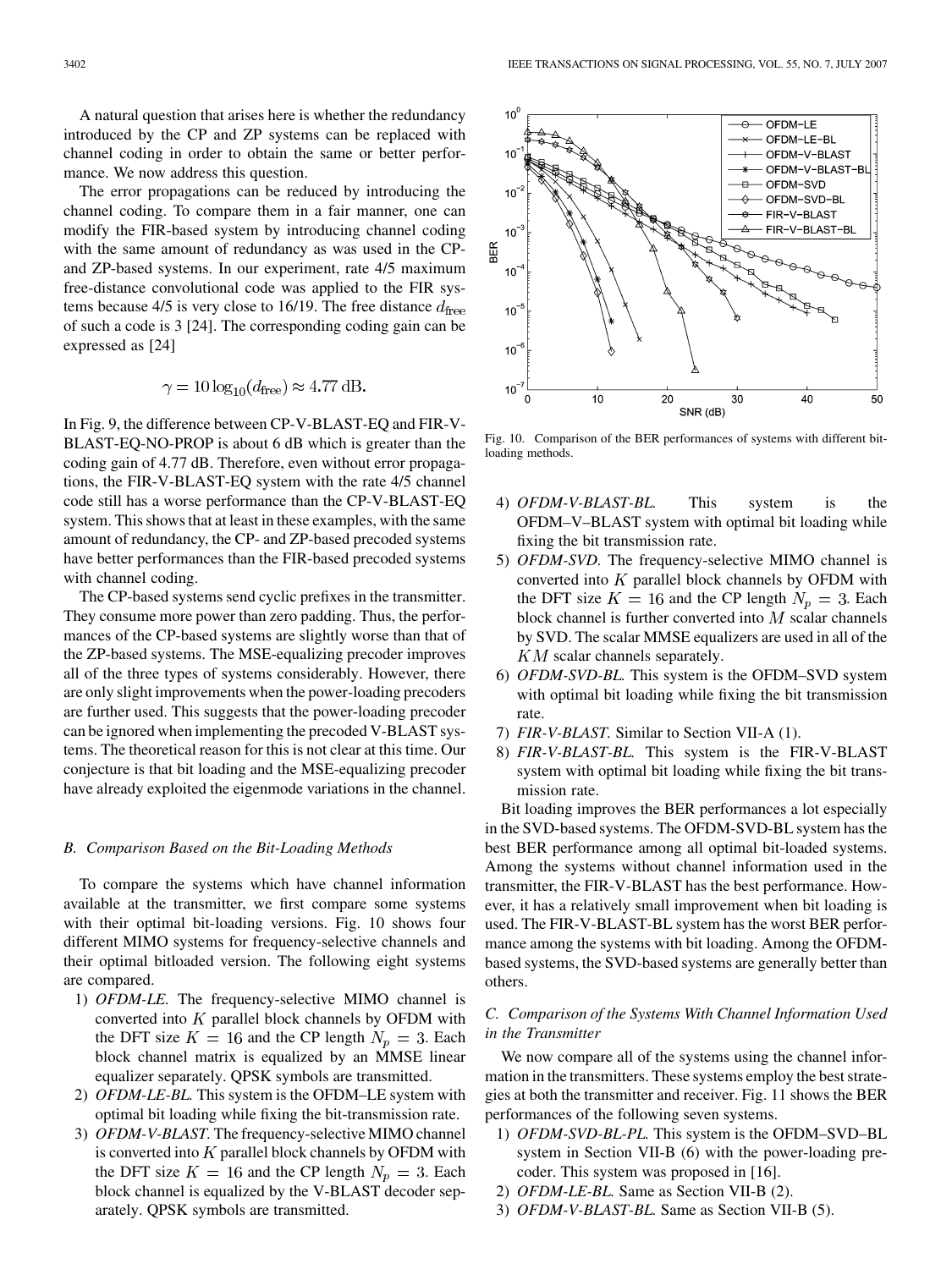A natural question that arises here is whether the redundancy introduced by the CP and ZP systems can be replaced with channel coding in order to obtain the same or better performance. We now address this question.

The error propagations can be reduced by introducing the channel coding. To compare them in a fair manner, one can modify the FIR-based system by introducing channel coding with the same amount of redundancy as was used in the CP- and ZP-based systems. In our experiment, rate 4/5 maximum free-distance convolutional code was applied to the FIR systems because 4/5 is very close to 16/19. The free distance $d_{\text{free}}$ of such a code is 3 [24]. The corresponding coding gain can be expressed as [24]

$$\gamma = 10\log_{10}(d_{\text{free}}) \approx 4.77 \text{ dB}.$$

In Fig. 9, the difference between CP-V-BLAST-EQ and FIR-V-BLAST-EQ-NO-PROP is about 6 dB which is greater than the coding gain of 4.77 dB. Therefore, even without error propagations, the FIR-V-BLAST-EQ system with the rate 4/5 channel code still has a worse performance than the CP-V-BLAST-EQ system. This shows that at least in these examples, with the same amount of redundancy, the CP- and ZP-based precoded systems have better performances than the FIR-based precoded systems with channel coding.

The CP-based systems send cyclic prefixes in the transmitter. They consume more power than zero padding. Thus, the performances of the CP-based systems are slightly worse than that of the ZP-based systems. The MSE-equalizing precoder improves all of the three types of systems considerably. However, there are only slight improvements when the power-loading precoders are further used. This suggests that the power-loading precoder can be ignored when implementing the precoded V-BLAST systems. The theoretical reason for this is not clear at this time. Our conjecture is that bit loading and the MSE-equalizing precoder have already exploited the eigenmode variations in the channel.

### B. Comparison Based on the Bit-Loading Methods

To compare the systems which have channel information available at the transmitter, we first compare some systems with their optimal bit-loading versions. Fig. 10 shows four different MIMO systems for frequency-selective channels and their optimal bitloaded version. The following eight systems are compared.

1) *OFDM-LE.* The frequency-selective MIMO channel is converted into $K$ parallel block channels by OFDM with the DFT size $K = 16$ and the CP length $N_p = 3$. Each block channel matrix is equalized by an MMSE linear equalizer separately. QPSK symbols are transmitted.
2) *OFDM-LE-BL.* This system is the OFDM–LE system with optimal bit loading while fixing the bit-transmission rate.
3) *OFDM-V-BLAST.* The frequency-selective MIMO channel is converted into $K$ parallel block channels by OFDM with the DFT size $K = 16$ and the CP length $N_p = 3$. Each block channel is equalized by the V-BLAST decoder separately. QPSK symbols are transmitted.

Fig. 10. Comparison of the BER performances of systems with different bit-loading methods.

4) *OFDM-V-BLAST-BL.* This system is the OFDM–V–BLAST system with optimal bit loading while fixing the bit transmission rate.
5) *OFDM-SVD.* The frequency-selective MIMO channel is converted into $K$ parallel block channels by OFDM with the DFT size $K = 16$ and the CP length $N_p = 3$. Each block channel is further converted into $M$ scalar channels by SVD. The scalar MMSE equalizers are used in all of the $KM$ scalar channels separately.
6) *OFDM-SVD-BL.* This system is the OFDM–SVD system with optimal bit loading while fixing the bit transmission rate.
7) *FIR-V-BLAST.* Similar to Section VII-A (1).
8) *FIR-V-BLAST-BL.* This system is the FIR-V-BLAST system with optimal bit loading while fixing the bit transmission rate.

Bit loading improves the BER performances a lot especially in the SVD-based systems. The OFDM-SVD-BL system has the best BER performance among all optimal bit-loaded systems. Among the systems without channel information used in the transmitter, the FIR-V-BLAST has the best performance. However, it has a relatively small improvement when bit loading is used. The FIR-V-BLAST-BL system has the worst BER performance among the systems with bit loading. Among the OFDM-based systems, the SVD-based systems are generally better than others.

### C. Comparison of the Systems With Channel Information Used in the Transmitter

We now compare all of the systems using the channel information in the transmitters. These systems employ the best strategies at both the transmitter and receiver. Fig. 11 shows the BER performances of the following seven systems.

1) *OFDM-SVD-BL-PL.* This system is the OFDM–SVD–BL system in Section VII-B (6) with the power-loading precoder. This system was proposed in [16].
2) *OFDM-LE-BL.* Same as Section VII-B (2).
3) *OFDM-V-BLAST-BL.* Same as Section VII-B (5).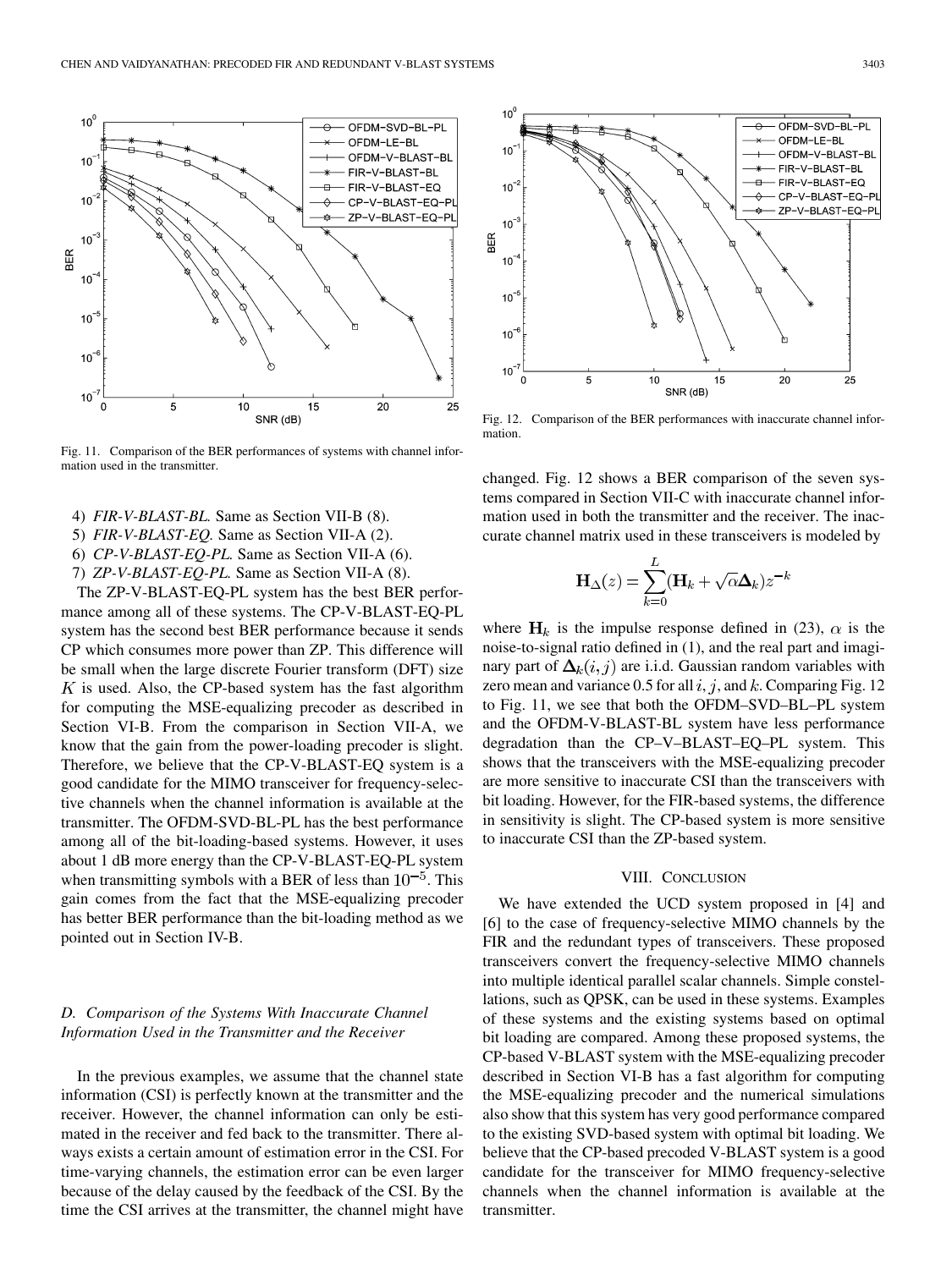Fig. 11. Comparison of the BER performances of systems with channel information used in the transmitter.

Fig. 12. Comparison of the BER performances with inaccurate channel information.

4) *FIR-V-BLAST-BL.* Same as Section VII-B (8).
5) *FIR-V-BLAST-EQ.* Same as Section VII-A (2).
6) *CP-V-BLAST-EQ-PL.* Same as Section VII-A (6).
7) *ZP-V-BLAST-EQ-PL.* Same as Section VII-A (8).

The ZP-V-BLAST-EQ-PL system has the best BER performance among all of these systems. The CP-V-BLAST-EQ-PL system has the second best BER performance because it sends CP which consumes more power than ZP. This difference will be small when the large discrete Fourier transform (DFT) size $K$ is used. Also, the CP-based system has the fast algorithm for computing the MSE-equalizing precoder as described in Section VI-B. From the comparison in Section VII-A, we know that the gain from the power-loading precoder is slight. Therefore, we believe that the CP-V-BLAST-EQ system is a good candidate for the MIMO transceiver for frequency-selective channels when the channel information is available at the transmitter. The OFDM-SVD-BL-PL has the best performance among all of the bit-loading-based systems. However, it uses about 1 dB more energy than the CP-V-BLAST-EQ-PL system when transmitting symbols with a BER of less than $10^{-5}$. This gain comes from the fact that the MSE-equalizing precoder has better BER performance than the bit-loading method as we pointed out in Section IV-B.

### D. Comparison of the Systems With Inaccurate Channel Information Used in the Transmitter and the Receiver

In the previous examples, we assume that the channel state information (CSI) is perfectly known at the transmitter and the receiver. However, the channel information can only be estimated in the receiver and fed back to the transmitter. There always exists a certain amount of estimation error in the CSI. For time-varying channels, the estimation error can be even larger because of the delay caused by the feedback of the CSI. By the time the CSI arrives at the transmitter, the channel might have changed. Fig. 12 shows a BER comparison of the seven systems compared in Section VII-C with inaccurate channel information used in both the transmitter and the receiver. The inaccurate channel matrix used in these transceivers is modeled by

$$\mathbf{H}_{\Delta}(z) = \sum_{k=0}^{L} (\mathbf{H}_k + \sqrt{\alpha}\boldsymbol{\Delta}_k) z^{-k}$$

where $\mathbf{H}_k$ is the impulse response defined in (23), $\alpha$ is the noise-to-signal ratio defined in (1), and the real part and imaginary part of $\boldsymbol{\Delta}_k(i,j)$ are i.i.d. Gaussian random variables with zero mean and variance 0.5 for all $i$, $j$, and $k$. Comparing Fig. 12 to Fig. 11, we see that both the OFDM–SVD–BL–PL system and the OFDM-V-BLAST-BL system have less performance degradation than the CP–V–BLAST–EQ–PL system. This shows that the transceivers with the MSE-equalizing precoder are more sensitive to inaccurate CSI than the transceivers with bit loading. However, for the FIR-based systems, the difference in sensitivity is slight. The CP-based system is more sensitive to inaccurate CSI than the ZP-based system.

## VIII. Conclusion

We have extended the UCD system proposed in [4] and [6] to the case of frequency-selective MIMO channels by the FIR and the redundant types of transceivers. These proposed transceivers convert the frequency-selective MIMO channels into multiple identical parallel scalar channels. Simple constellations, such as QPSK, can be used in these systems. Examples of these systems and the existing systems based on optimal bit loading are compared. Among these proposed systems, the CP-based V-BLAST system with the MSE-equalizing precoder described in Section VI-B has a fast algorithm for computing the MSE-equalizing precoder and the numerical simulations also show that this system has very good performance compared to the existing SVD-based system with optimal bit loading. We believe that the CP-based precoded V-BLAST system is a good candidate for the transceiver for MIMO frequency-selective channels when the channel information is available at the transmitter.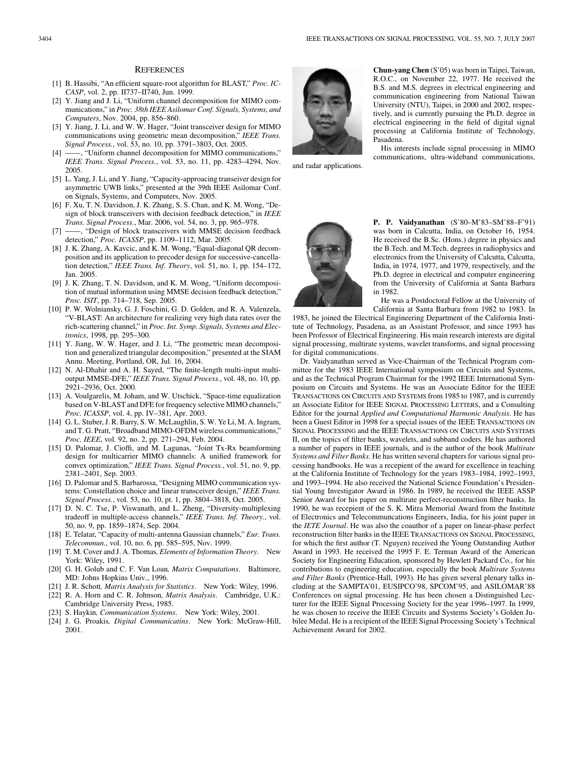## REFERENCES

[1] B. Hassibi, "An efficient square-root algorithm for BLAST," *Proc. ICASP*, vol. 2, pp. II737–II740, Jun. 1999.

[2] Y. Jiang and J. Li, "Uniform channel decomposition for MIMO communications," in *Proc. 38th IEEE Asilomar Conf. Signals, Systems, and Computers*, Nov. 2004, pp. 856–860.

[3] Y. Jiang, J. Li, and W. W. Hager, "Joint transceiver design for MIMO communications using geometric mean decomposition," *IEEE Trans. Signal Process.*, vol. 53, no. 10, pp. 3791–3803, Oct. 2005.

[4] ——, "Uniform channel decomposition for MIMO communications," *IEEE Trans. Signal Process.*, vol. 53, no. 11, pp. 4283–4294, Nov. 2005.

[5] L. Yang, J. Li, and Y. Jiang, "Capacity-approacing transeiver design for asymmetric UWB links," presented at the 39th IEEE Asilomar Conf. on Signals, Systems, and Computers, Nov. 2005.

[6] F. Xu, T. N. Davidson, J. K. Zhang, S. S. Chan, and K. M. Wong, "Design of block transceivers with decision feedback detection," in *IEEE Trans. Signal Process.*, Mar. 2006, vol. 54, no. 3, pp. 965–978.

[7] ——, "Design of block transceivers with MMSE decision feedback detection," *Proc. ICASSP*, pp. 1109–1112, Mar. 2005.

[8] J. K. Zhang, A. Kavcic, and K. M. Wong, "Equal-diagonal QR decomposition and its application to precoder design for successive-cancellation detection," *IEEE Trans. Inf. Theory*, vol. 51, no. 1, pp. 154–172, Jan. 2005.

[9] J. K. Zhang, T. N. Davidson, and K. M. Wong, "Uniform decomposition of mutual information using MMSE decision feedback detection," *Proc. ISIT*, pp. 714–718, Sep. 2005.

[10] P. W. Wolniansky, G. J. Foschini, G. D. Golden, and R. A. Valenzela, "V-BLAST: An architecture for realizing very high data rates over the rich-scattering channel," in *Proc. Int. Symp. Signals, Systems and Electronics*, 1998, pp. 295–300.

[11] Y. Jiang, W. W. Hager, and J. Li, "The geometric mean decomposition and generalized triangular decomposition," presented at the SIAM Annu. Meeting, Portland, OR, Jul. 16, 2004.

[12] N. Al-Dhahir and A. H. Sayed, "The finite-length multi-input multi-output MMSE-DFE," *IEEE Trans. Signal Process.*, vol. 48, no. 10, pp. 2921–2936, Oct. 2000.

[13] A. Voulgarelis, M. Joham, and W. Utschick, "Space-time equalization based on V-BLAST and DFE for frequency selective MIMO channels," *Proc. ICASSP*, vol. 4, pp. IV–381, Apr. 2003.

[14] G. L. Stuber, J. R. Barry, S. W. McLaughlin, S. W. Ye Li, M. A. Ingram, and T. G. Pratt, "Broadband MIMO-OFDM wireless communications," *Proc. IEEE*, vol. 92, no. 2, pp. 271–294, Feb. 2004.

[15] D. Palomar, J. Cioffi, and M. Lagunas, "Joint Tx-Rx beamforming design for multicarrier MIMO channels: A unified framework for convex optimization," *IEEE Trans. Signal Process.*, vol. 51, no. 9, pp. 2381–2401, Sep. 2003.

[16] D. Palomar and S. Barbarossa, "Designing MIMO communication systems: Constellation choice and linear transceiver design," *IEEE Trans. Signal Process.*, vol. 53, no. 10, pt. 1, pp. 3804–3818, Oct. 2005.

[17] D. N. C. Tse, P. Viswanath, and L. Zheng, "Diversity-multiplexing tradeoff in multiple-access channels," *IEEE Trans. Inf. Theory.*, vol. 50, no. 9, pp. 1859–1874, Sep. 2004.

[18] E. Telatar, "Capacity of multi-antenna Gaussian channels," *Eur. Trans. Telecommun.*, vol. 10, no. 6, pp. 585–595, Nov. 1999.

[19] T. M. Cover and J. A. Thomas*, Elements of Information Theory*. New York: Wiley, 1991.

[20] G. H. Golub and C. F. Van Loan*, Matrix Computations*. Baltimore, MD: Johns Hopkins Univ., 1996.

[21] J. R. Schott*, Matrix Analysis for Statistics*. New York: Wiley, 1996.

[22] R. A. Horn and C. R. Johnson*, Matrix Analysis*. Cambridge, U.K.: Cambridge University Press, 1985.

[23] S. Haykin*, Communication Systems*. New York: Wiley, 2001.

[24] J. G. Proakis*, Digital Communicatins*. New York: McGraw-Hill, 2001.

**Chun-yang Chen** (S'05) was born in Taipei, Taiwan, R.O.C., on November 22, 1977. He received the B.S. and M.S. degrees in electrical engineering and communication engineering from National Taiwan University (NTU), Taipei, in 2000 and 2002, respectively, and is currently pursuing the Ph.D. degree in electrical engineering in the field of digital signal processing at California Institute of Technology, Pasadena.

His interests include signal processing in MIMO communications, ultra-wideband communications, and radar applications.

**P. P. Vaidyanathan** (S'80–M'83–SM'88–F'91) was born in Calcutta, India, on October 16, 1954. He received the B.Sc. (Hons.) degree in physics and the B.Tech. and M.Tech. degrees in radiophysics and electronics from the University of Calcutta, Calcutta, India, in 1974, 1977, and 1979, respectively, and the Ph.D. degree in electrical and computer engineering from the University of California at Santa Barbara in 1982.

He was a Postdoctoral Fellow at the University of California at Santa Barbara from 1982 to 1983. In 1983, he joined the Electrical Engineering Department of the California Institute of Technology, Pasadena, as an Assistant Professor, and since 1993 has been Professor of Electrical Engineering. His main research interests are digital signal processing, multirate systems, wavelet transforms, and signal processing for digital communications.

Dr. Vaidyanathan served as Vice-Chairman of the Technical Program committee for the 1983 IEEE International symposium on Circuits and Systems, and as the Technical Program Chairman for the 1992 IEEE International Symposium on Circuits and Systems. He was an Associate Editor for the IEEE TRANSACTIONS ON CIRCUITS AND SYSTEMS from 1985 to 1987, and is currently an Associate Editor for IEEE SIGNAL PROCESSING LETTERS, and a Consulting Editor for the journal *Applied and Computational Harmonic Analysis*. He has been a Guest Editor in 1998 for a special issues of the IEEE TRANSACTIONS ON SIGNAL PROCESSING and the IEEE TRANSACTIONS ON CIRCUITS AND SYSTEMS II, on the topics of filter banks, wavelets, and subband coders. He has authored a number of papers in IEEE journals, and is the author of the book *Multirate Systems and Filter Banks*. He has written several chapters for various signal processing handbooks. He was a recepient of the award for excellence in teaching at the California Institute of Technology for the years 1983–1984, 1992–1993, and 1993–1994. He also received the National Science Foundation's Presidential Young Investigator Award in 1986. In 1989, he received the IEEE ASSP Senior Award for his paper on multirate perfect-reconstruction filter banks. In 1990, he was recepient of the S. K. Mitra Memorial Award from the Institute of Electronics and Telecommuncations Engineers, India, for his joint paper in the *IETE Journal*. He was also the coauthor of a paper on linear-phase perfect reconstruction filter banks in the IEEE TRANSACTIONS ON SIGNAL PROCESSING, for which the first author (T. Nguyen) received the Young Outstanding Author Award in 1993. He received the 1995 F. E. Terman Award of the American Society for Engineering Education, sponsored by Hewlett Packard Co., for his contributions to engineering education, especially the book *Multirate Systems and Filter Banks* (Prentice-Hall, 1993). He has given several plenary talks including at the SAMPTA'01, EUSIPCO'98, SPCOM'95, and ASILOMAR'88 Conferences on signal processing. He has been chosen a Distinguished Lecturer for the IEEE Signal Processing Society for the year 1996–1997. In 1999, he was chosen to receive the IEEE Circuits and Systems Society's Golden Jubilee Medal. He is a recipient of the IEEE Signal Processing Society's Technical Achievement Award for 2002.